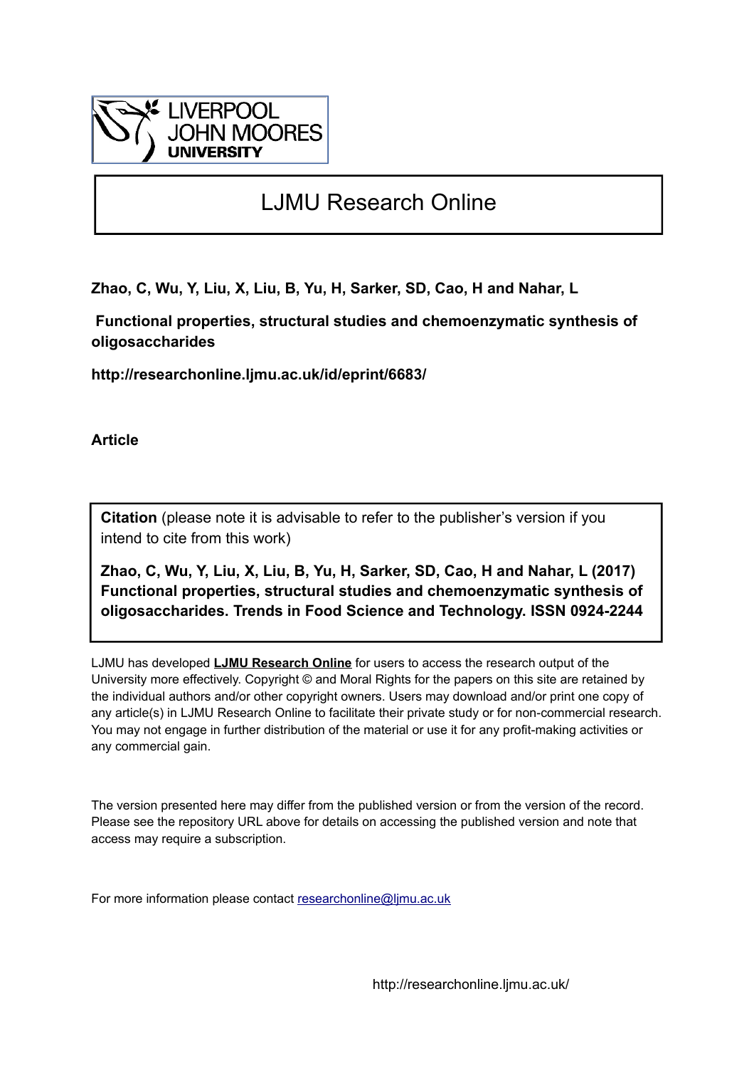LIVERPOOL JOHN MOORES UNIVERSITY

# LJMU Research Online

**Zhao, C, Wu, Y, Liu, X, Liu, B, Yu, H, Sarker, SD, Cao, H and Nahar, L**

**Functional properties, structural studies and chemoenzymatic synthesis of oligosaccharides**

**http://researchonline.ljmu.ac.uk/id/eprint/6683/**

**Article**

**Citation** (please note it is advisable to refer to the publisher's version if you intend to cite from this work)

**Zhao, C, Wu, Y, Liu, X, Liu, B, Yu, H, Sarker, SD, Cao, H and Nahar, L (2017) Functional properties, structural studies and chemoenzymatic synthesis of oligosaccharides. Trends in Food Science and Technology. ISSN 0924-2244**

LJMU has developed **LJMU Research Online** for users to access the research output of the University more effectively. Copyright © and Moral Rights for the papers on this site are retained by the individual authors and/or other copyright owners. Users may download and/or print one copy of any article(s) in LJMU Research Online to facilitate their private study or for non-commercial research. You may not engage in further distribution of the material or use it for any profit-making activities or any commercial gain.

The version presented here may differ from the published version or from the version of the record. Please see the repository URL above for details on accessing the published version and note that access may require a subscription.

For more information please contact researchonline@ljmu.ac.uk

http://researchonline.ljmu.ac.uk/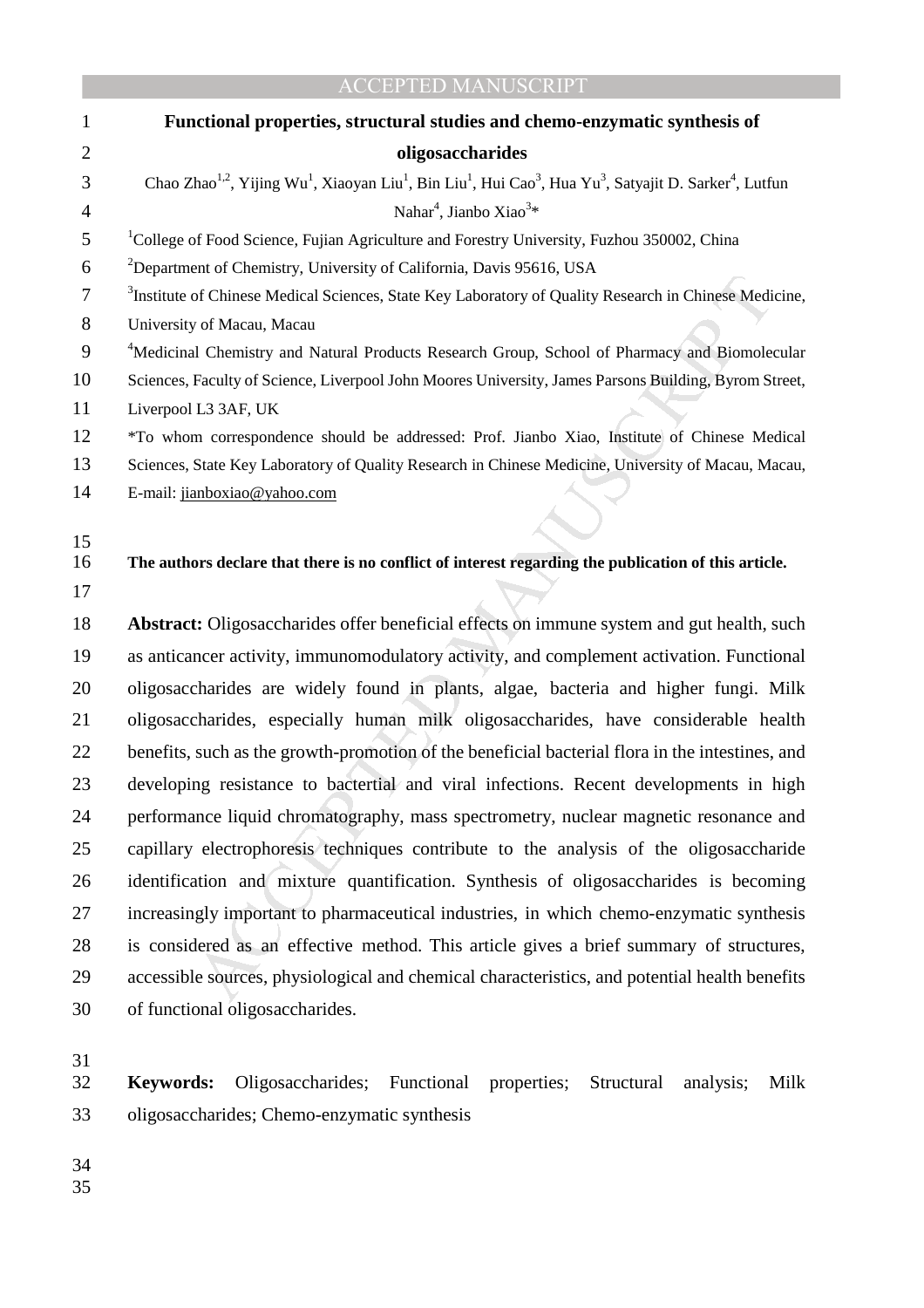# Functional properties, structural studies and chemo-enzymatic synthesis of oligosaccharides

Chao Zhao[1,2], Yijing Wu[1], Xiaoyan Liu[1], Bin Liu[1], Hui Cao[3], Hua Yu[3], Satyajit D. Sarker[4], Lutfun Nahar[4], Jianbo Xiao[3]*

[1]College of Food Science, Fujian Agriculture and Forestry University, Fuzhou 350002, China

[2]Department of Chemistry, University of California, Davis 95616, USA

[3]Institute of Chinese Medical Sciences, State Key Laboratory of Quality Research in Chinese Medicine, University of Macau, Macau

[4]Medicinal Chemistry and Natural Products Research Group, School of Pharmacy and Biomolecular Sciences, Faculty of Science, Liverpool John Moores University, James Parsons Building, Byrom Street, Liverpool L3 3AF, UK

*To whom correspondence should be addressed: Prof. Jianbo Xiao, Institute of Chinese Medical Sciences, State Key Laboratory of Quality Research in Chinese Medicine, University of Macau, Macau, E-mail: jianboxiao@yahoo.com

**The authors declare that there is no conflict of interest regarding the publication of this article.**

**Abstract:** Oligosaccharides offer beneficial effects on immune system and gut health, such as anticancer activity, immunomodulatory activity, and complement activation. Functional oligosaccharides are widely found in plants, algae, bacteria and higher fungi. Milk oligosaccharides, especially human milk oligosaccharides, have considerable health benefits, such as the growth-promotion of the beneficial bacterial flora in the intestines, and developing resistance to bactertial and viral infections. Recent developments in high performance liquid chromatography, mass spectrometry, nuclear magnetic resonance and capillary electrophoresis techniques contribute to the analysis of the oligosaccharide identification and mixture quantification. Synthesis of oligosaccharides is becoming increasingly important to pharmaceutical industries, in which chemo-enzymatic synthesis is considered as an effective method. This article gives a brief summary of structures, accessible sources, physiological and chemical characteristics, and potential health benefits of functional oligosaccharides.

**Keywords:** Oligosaccharides; Functional properties; Structural analysis; Milk oligosaccharides; Chemo-enzymatic synthesis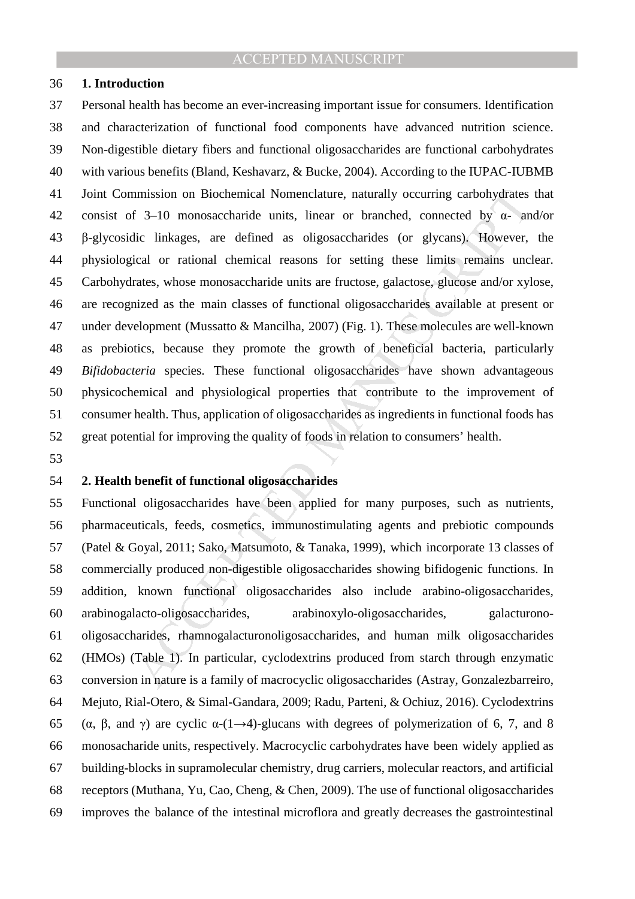## 1. Introduction

Personal health has become an ever-increasing important issue for consumers. Identification and characterization of functional food components have advanced nutrition science. Non-digestible dietary fibers and functional oligosaccharides are functional carbohydrates with various benefits (Bland, Keshavarz, & Bucke, 2004). According to the IUPAC-IUBMB Joint Commission on Biochemical Nomenclature, naturally occurring carbohydrates that consist of 3–10 monosaccharide units, linear or branched, connected by α- and/or β-glycosidic linkages, are defined as oligosaccharides (or glycans). However, the physiological or rational chemical reasons for setting these limits remains unclear. Carbohydrates, whose monosaccharide units are fructose, galactose, glucose and/or xylose, are recognized as the main classes of functional oligosaccharides available at present or under development (Mussatto & Mancilha, 2007) (Fig. 1). These molecules are well-known as prebiotics, because they promote the growth of beneficial bacteria, particularly *Bifidobacteria* species. These functional oligosaccharides have shown advantageous physicochemical and physiological properties that contribute to the improvement of consumer health. Thus, application of oligosaccharides as ingredients in functional foods has great potential for improving the quality of foods in relation to consumers' health.

## 2. Health benefit of functional oligosaccharides

Functional oligosaccharides have been applied for many purposes, such as nutrients, pharmaceuticals, feeds, cosmetics, immunostimulating agents and prebiotic compounds (Patel & Goyal, 2011; Sako, Matsumoto, & Tanaka, 1999), which incorporate 13 classes of commercially produced non-digestible oligosaccharides showing bifidogenic functions. In addition, known functional oligosaccharides also include arabino-oligosaccharides, arabinogalacto-oligosaccharides, arabinoxylo-oligosaccharides, galacturono-oligosaccharides, rhamnogalacturonoligosaccharides, and human milk oligosaccharides (HMOs) (Table 1). In particular, cyclodextrins produced from starch through enzymatic conversion in nature is a family of macrocyclic oligosaccharides (Astray, Gonzalezbarreiro, Mejuto, Rial-Otero, & Simal-Gandara, 2009; Radu, Parteni, & Ochiuz, 2016). Cyclodextrins (α, β, and γ) are cyclic α-(1→4)-glucans with degrees of polymerization of 6, 7, and 8 monosacharide units, respectively. Macrocyclic carbohydrates have been widely applied as building-blocks in supramolecular chemistry, drug carriers, molecular reactors, and artificial receptors (Muthana, Yu, Cao, Cheng, & Chen, 2009). The use of functional oligosaccharides improves the balance of the intestinal microflora and greatly decreases the gastrointestinal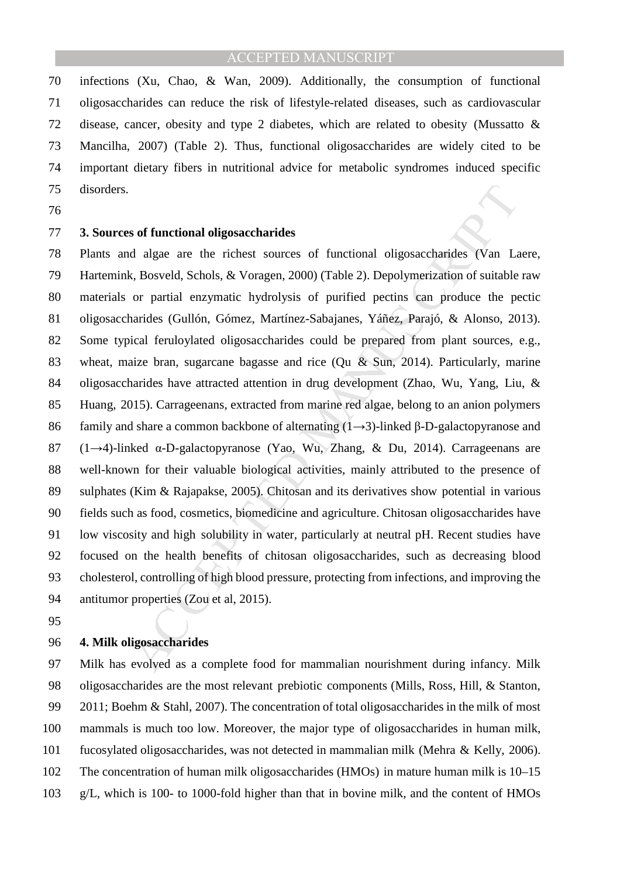infections (Xu, Chao, & Wan, 2009). Additionally, the consumption of functional oligosaccharides can reduce the risk of lifestyle-related diseases, such as cardiovascular disease, cancer, obesity and type 2 diabetes, which are related to obesity (Mussatto & Mancilha, 2007) (Table 2). Thus, functional oligosaccharides are widely cited to be important dietary fibers in nutritional advice for metabolic syndromes induced specific disorders.

## 3. Sources of functional oligosaccharides

Plants and algae are the richest sources of functional oligosaccharides (Van Laere, Hartemink, Bosveld, Schols, & Voragen, 2000) (Table 2). Depolymerization of suitable raw materials or partial enzymatic hydrolysis of purified pectins can produce the pectic oligosaccharides (Gullón, Gómez, Martínez-Sabajanes, Yáñez, Parajó, & Alonso, 2013). Some typical feruloylated oligosaccharides could be prepared from plant sources, e.g., wheat, maize bran, sugarcane bagasse and rice (Qu & Sun, 2014). Particularly, marine oligosaccharides have attracted attention in drug development (Zhao, Wu, Yang, Liu, & Huang, 2015). Carrageenans, extracted from marine red algae, belong to an anion polymers family and share a common backbone of alternating (1→3)-linked β-D-galactopyranose and (1→4)-linked α-D-galactopyranose (Yao, Wu, Zhang, & Du, 2014). Carrageenans are well-known for their valuable biological activities, mainly attributed to the presence of sulphates (Kim & Rajapakse, 2005). Chitosan and its derivatives show potential in various fields such as food, cosmetics, biomedicine and agriculture. Chitosan oligosaccharides have low viscosity and high solubility in water, particularly at neutral pH. Recent studies have focused on the health benefits of chitosan oligosaccharides, such as decreasing blood cholesterol, controlling of high blood pressure, protecting from infections, and improving the antitumor properties (Zou et al, 2015).

## 4. Milk oligosaccharides

Milk has evolved as a complete food for mammalian nourishment during infancy. Milk oligosaccharides are the most relevant prebiotic components (Mills, Ross, Hill, & Stanton, 2011; Boehm & Stahl, 2007). The concentration of total oligosaccharides in the milk of most mammals is much too low. Moreover, the major type of oligosaccharides in human milk, fucosylated oligosaccharides, was not detected in mammalian milk (Mehra & Kelly, 2006). The concentration of human milk oligosaccharides (HMOs) in mature human milk is 10–15 g/L, which is 100- to 1000-fold higher than that in bovine milk, and the content of HMOs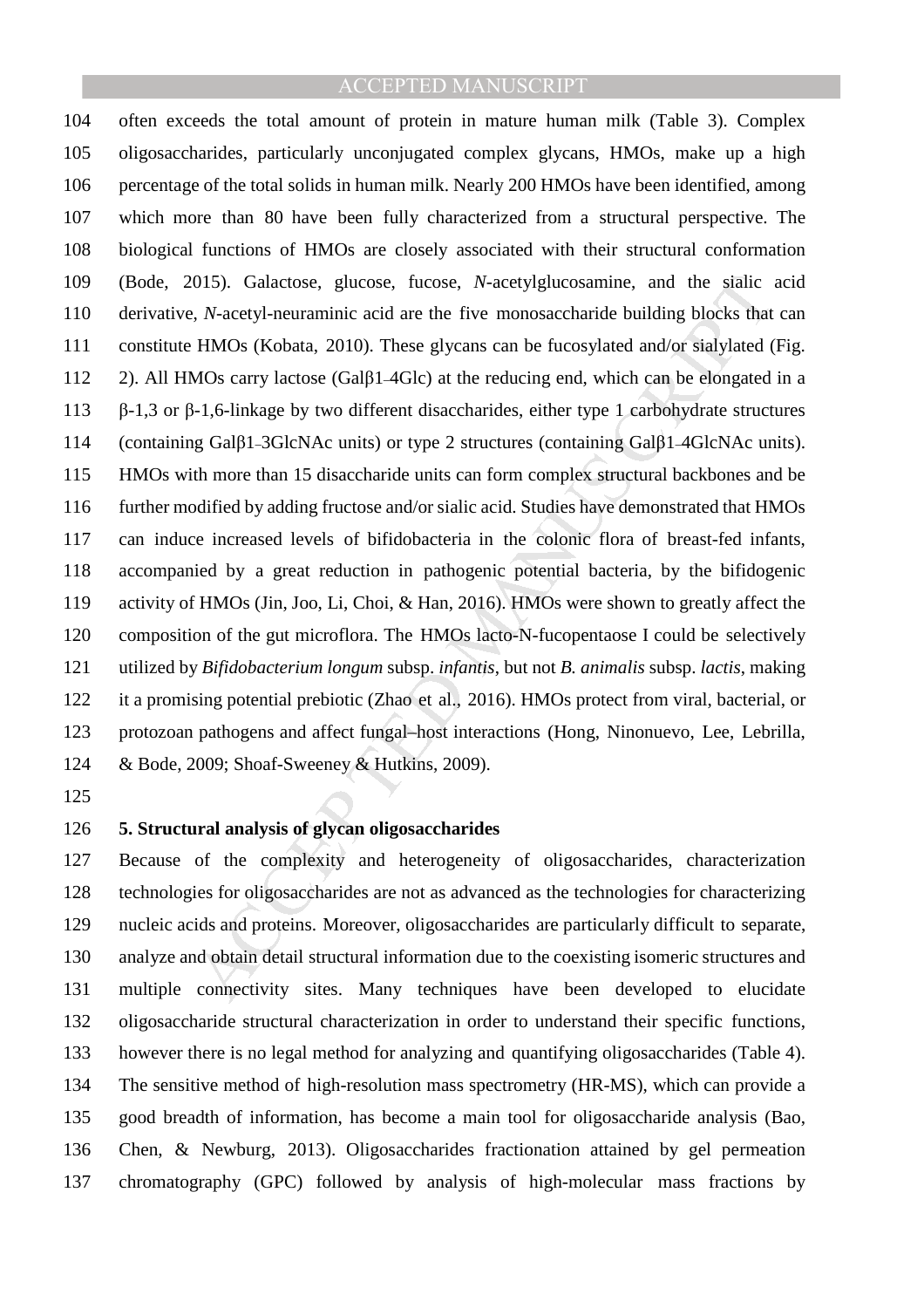often exceeds the total amount of protein in mature human milk (Table 3). Complex oligosaccharides, particularly unconjugated complex glycans, HMOs, make up a high percentage of the total solids in human milk. Nearly 200 HMOs have been identified, among which more than 80 have been fully characterized from a structural perspective. The biological functions of HMOs are closely associated with their structural conformation (Bode, 2015). Galactose, glucose, fucose, *N*-acetylglucosamine, and the sialic acid derivative, *N*-acetyl-neuraminic acid are the five monosaccharide building blocks that can constitute HMOs (Kobata, 2010). These glycans can be fucosylated and/or sialylated (Fig. 2). All HMOs carry lactose (Galβ1–4Glc) at the reducing end, which can be elongated in a β-1,3 or β-1,6-linkage by two different disaccharides, either type 1 carbohydrate structures (containing Galβ1–3GlcNAc units) or type 2 structures (containing Galβ1–4GlcNAc units). HMOs with more than 15 disaccharide units can form complex structural backbones and be further modified by adding fructose and/or sialic acid. Studies have demonstrated that HMOs can induce increased levels of bifidobacteria in the colonic flora of breast-fed infants, accompanied by a great reduction in pathogenic potential bacteria, by the bifidogenic activity of HMOs (Jin, Joo, Li, Choi, & Han, 2016). HMOs were shown to greatly affect the composition of the gut microflora. The HMOs lacto-N-fucopentaose I could be selectively utilized by *Bifidobacterium longum* subsp. *infantis*, but not *B. animalis* subsp. *lactis*, making it a promising potential prebiotic (Zhao et al., 2016). HMOs protect from viral, bacterial, or protozoan pathogens and affect fungal–host interactions (Hong, Ninonuevo, Lee, Lebrilla, & Bode, 2009; Shoaf-Sweeney & Hutkins, 2009).

## 5. Structural analysis of glycan oligosaccharides

Because of the complexity and heterogeneity of oligosaccharides, characterization technologies for oligosaccharides are not as advanced as the technologies for characterizing nucleic acids and proteins. Moreover, oligosaccharides are particularly difficult to separate, analyze and obtain detail structural information due to the coexisting isomeric structures and multiple connectivity sites. Many techniques have been developed to elucidate oligosaccharide structural characterization in order to understand their specific functions, however there is no legal method for analyzing and quantifying oligosaccharides (Table 4). The sensitive method of high-resolution mass spectrometry (HR-MS), which can provide a good breadth of information, has become a main tool for oligosaccharide analysis (Bao, Chen, & Newburg, 2013). Oligosaccharides fractionation attained by gel permeation chromatography (GPC) followed by analysis of high-molecular mass fractions by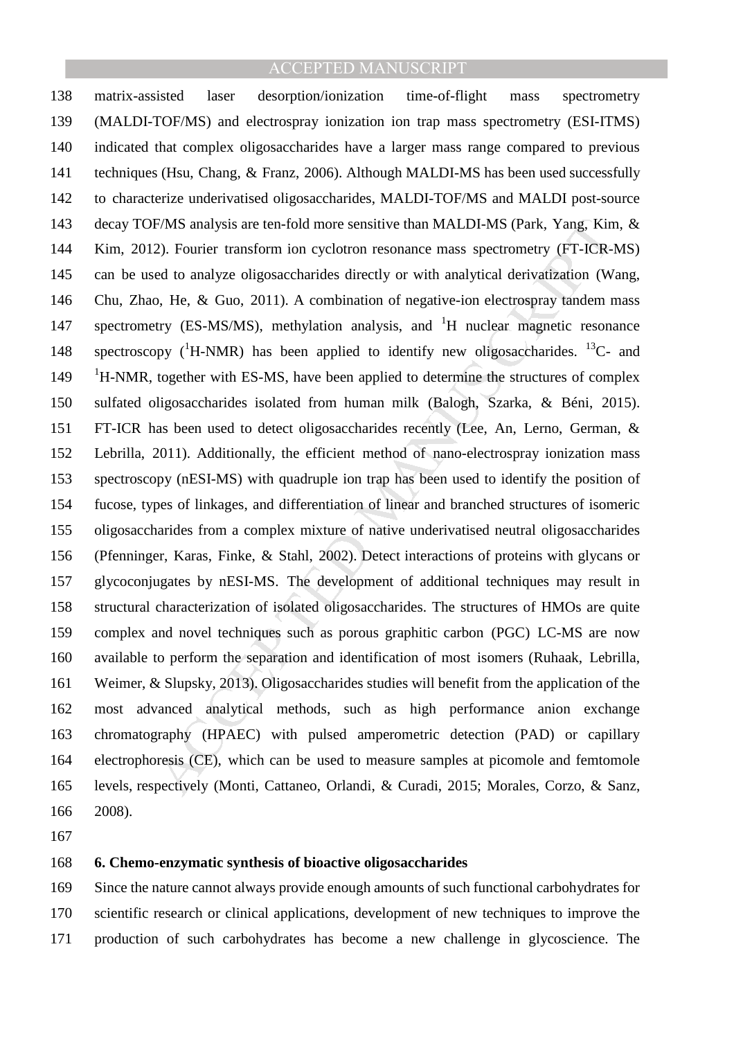matrix-assisted laser desorption/ionization time-of-flight mass spectrometry (MALDI-TOF/MS) and electrospray ionization ion trap mass spectrometry (ESI-ITMS) indicated that complex oligosaccharides have a larger mass range compared to previous techniques (Hsu, Chang, & Franz, 2006). Although MALDI-MS has been used successfully to characterize underivatised oligosaccharides, MALDI-TOF/MS and MALDI post-source decay TOF/MS analysis are ten-fold more sensitive than MALDI-MS (Park, Yang, Kim, & Kim, 2012). Fourier transform ion cyclotron resonance mass spectrometry (FT-ICR-MS) can be used to analyze oligosaccharides directly or with analytical derivatization (Wang, Chu, Zhao, He, & Guo, 2011). A combination of negative-ion electrospray tandem mass spectrometry (ES-MS/MS), methylation analysis, and $^{1}$H nuclear magnetic resonance spectroscopy ($^{1}$H-NMR) has been applied to identify new oligosaccharides. $^{13}$C- and $^{1}$H-NMR, together with ES-MS, have been applied to determine the structures of complex sulfated oligosaccharides isolated from human milk (Balogh, Szarka, & Béni, 2015). FT-ICR has been used to detect oligosaccharides recently (Lee, An, Lerno, German, & Lebrilla, 2011). Additionally, the efficient method of nano-electrospray ionization mass spectroscopy (nESI-MS) with quadruple ion trap has been used to identify the position of fucose, types of linkages, and differentiation of linear and branched structures of isomeric oligosaccharides from a complex mixture of native underivatised neutral oligosaccharides (Pfenninger, Karas, Finke, & Stahl, 2002). Detect interactions of proteins with glycans or glycoconjugates by nESI-MS. The development of additional techniques may result in structural characterization of isolated oligosaccharides. The structures of HMOs are quite complex and novel techniques such as porous graphitic carbon (PGC) LC-MS are now available to perform the separation and identification of most isomers (Ruhaak, Lebrilla, Weimer, & Slupsky, 2013). Oligosaccharides studies will benefit from the application of the most advanced analytical methods, such as high performance anion exchange chromatography (HPAEC) with pulsed amperometric detection (PAD) or capillary electrophoresis (CE), which can be used to measure samples at picomole and femtomole levels, respectively (Monti, Cattaneo, Orlandi, & Curadi, 2015; Morales, Corzo, & Sanz, 2008).

## 6. Chemo-enzymatic synthesis of bioactive oligosaccharides

Since the nature cannot always provide enough amounts of such functional carbohydrates for scientific research or clinical applications, development of new techniques to improve the production of such carbohydrates has become a new challenge in glycoscience. The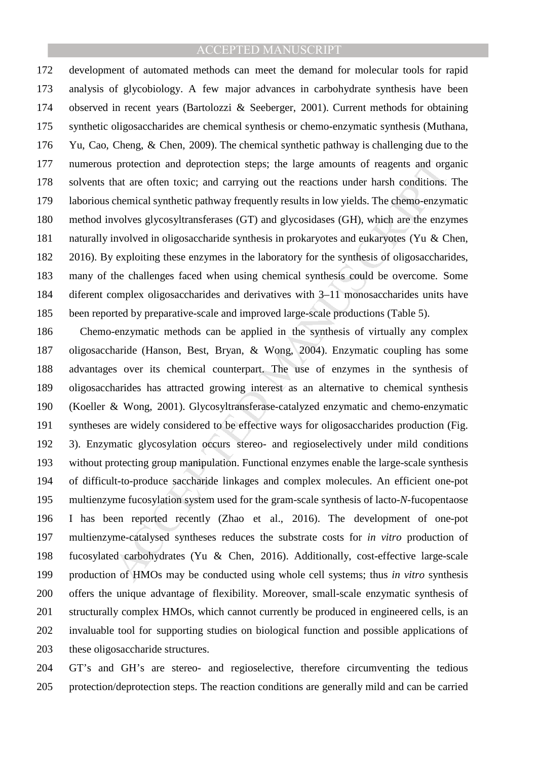development of automated methods can meet the demand for molecular tools for rapid analysis of glycobiology. A few major advances in carbohydrate synthesis have been observed in recent years (Bartolozzi & Seeberger, 2001). Current methods for obtaining synthetic oligosaccharides are chemical synthesis or chemo-enzymatic synthesis (Muthana, Yu, Cao, Cheng, & Chen, 2009). The chemical synthetic pathway is challenging due to the numerous protection and deprotection steps; the large amounts of reagents and organic solvents that are often toxic; and carrying out the reactions under harsh conditions. The laborious chemical synthetic pathway frequently results in low yields. The chemo-enzymatic method involves glycosyltransferases (GT) and glycosidases (GH), which are the enzymes naturally involved in oligosaccharide synthesis in prokaryotes and eukaryotes (Yu & Chen, 2016). By exploiting these enzymes in the laboratory for the synthesis of oligosaccharides, many of the challenges faced when using chemical synthesis could be overcome. Some diferent complex oligosaccharides and derivatives with 3–11 monosaccharides units have been reported by preparative-scale and improved large-scale productions (Table 5).

Chemo-enzymatic methods can be applied in the synthesis of virtually any complex oligosaccharide (Hanson, Best, Bryan, & Wong, 2004). Enzymatic coupling has some advantages over its chemical counterpart. The use of enzymes in the synthesis of oligosaccharides has attracted growing interest as an alternative to chemical synthesis (Koeller & Wong, 2001). Glycosyltransferase-catalyzed enzymatic and chemo-enzymatic syntheses are widely considered to be effective ways for oligosaccharides production (Fig. 3). Enzymatic glycosylation occurs stereo- and regioselectively under mild conditions without protecting group manipulation. Functional enzymes enable the large-scale synthesis of difficult-to-produce saccharide linkages and complex molecules. An efficient one-pot multienzyme fucosylation system used for the gram-scale synthesis of lacto-*N*-fucopentaose I has been reported recently (Zhao et al., 2016). The development of one-pot multienzyme-catalysed syntheses reduces the substrate costs for *in vitro* production of fucosylated carbohydrates (Yu & Chen, 2016). Additionally, cost-effective large-scale production of HMOs may be conducted using whole cell systems; thus *in vitro* synthesis offers the unique advantage of flexibility. Moreover, small-scale enzymatic synthesis of structurally complex HMOs, which cannot currently be produced in engineered cells, is an invaluable tool for supporting studies on biological function and possible applications of these oligosaccharide structures.

GT's and GH's are stereo- and regioselective, therefore circumventing the tedious protection/deprotection steps. The reaction conditions are generally mild and can be carried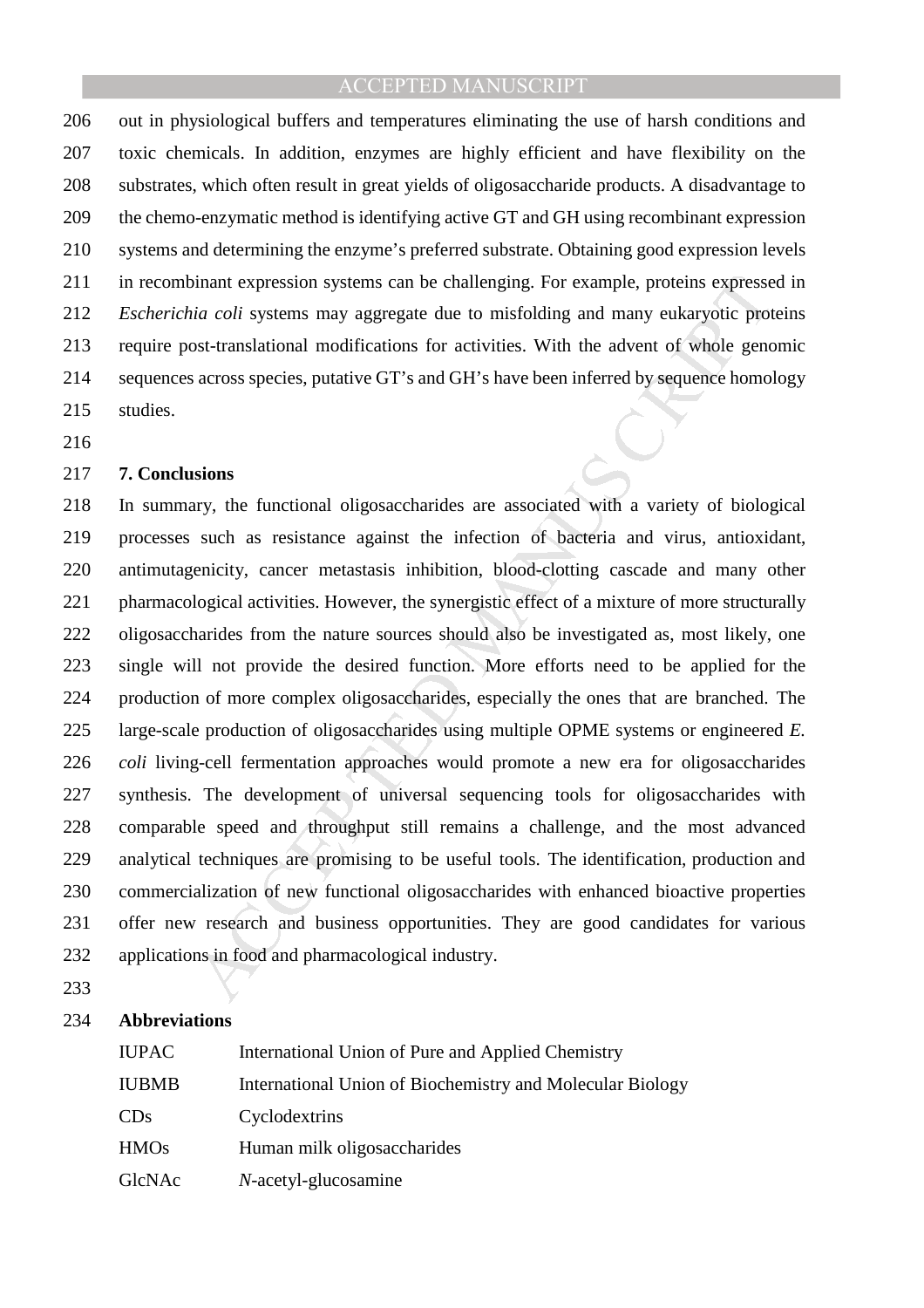out in physiological buffers and temperatures eliminating the use of harsh conditions and toxic chemicals. In addition, enzymes are highly efficient and have flexibility on the substrates, which often result in great yields of oligosaccharide products. A disadvantage to the chemo-enzymatic method is identifying active GT and GH using recombinant expression systems and determining the enzyme's preferred substrate. Obtaining good expression levels in recombinant expression systems can be challenging. For example, proteins expressed in *Escherichia coli* systems may aggregate due to misfolding and many eukaryotic proteins require post-translational modifications for activities. With the advent of whole genomic sequences across species, putative GT's and GH's have been inferred by sequence homology studies.

## 7. Conclusions

In summary, the functional oligosaccharides are associated with a variety of biological processes such as resistance against the infection of bacteria and virus, antioxidant, antimutagenicity, cancer metastasis inhibition, blood-clotting cascade and many other pharmacological activities. However, the synergistic effect of a mixture of more structurally oligosaccharides from the nature sources should also be investigated as, most likely, one single will not provide the desired function. More efforts need to be applied for the production of more complex oligosaccharides, especially the ones that are branched. The large-scale production of oligosaccharides using multiple OPME systems or engineered *E. coli* living-cell fermentation approaches would promote a new era for oligosaccharides synthesis. The development of universal sequencing tools for oligosaccharides with comparable speed and throughput still remains a challenge, and the most advanced analytical techniques are promising to be useful tools. The identification, production and commercialization of new functional oligosaccharides with enhanced bioactive properties offer new research and business opportunities. They are good candidates for various applications in food and pharmacological industry.

## Abbreviations

| | |
|---|---|
| IUPAC | International Union of Pure and Applied Chemistry |
| IUBMB | International Union of Biochemistry and Molecular Biology |
| CDs | Cyclodextrins |
| HMOs | Human milk oligosaccharides |
| GlcNAc | *N*-acetyl-glucosamine |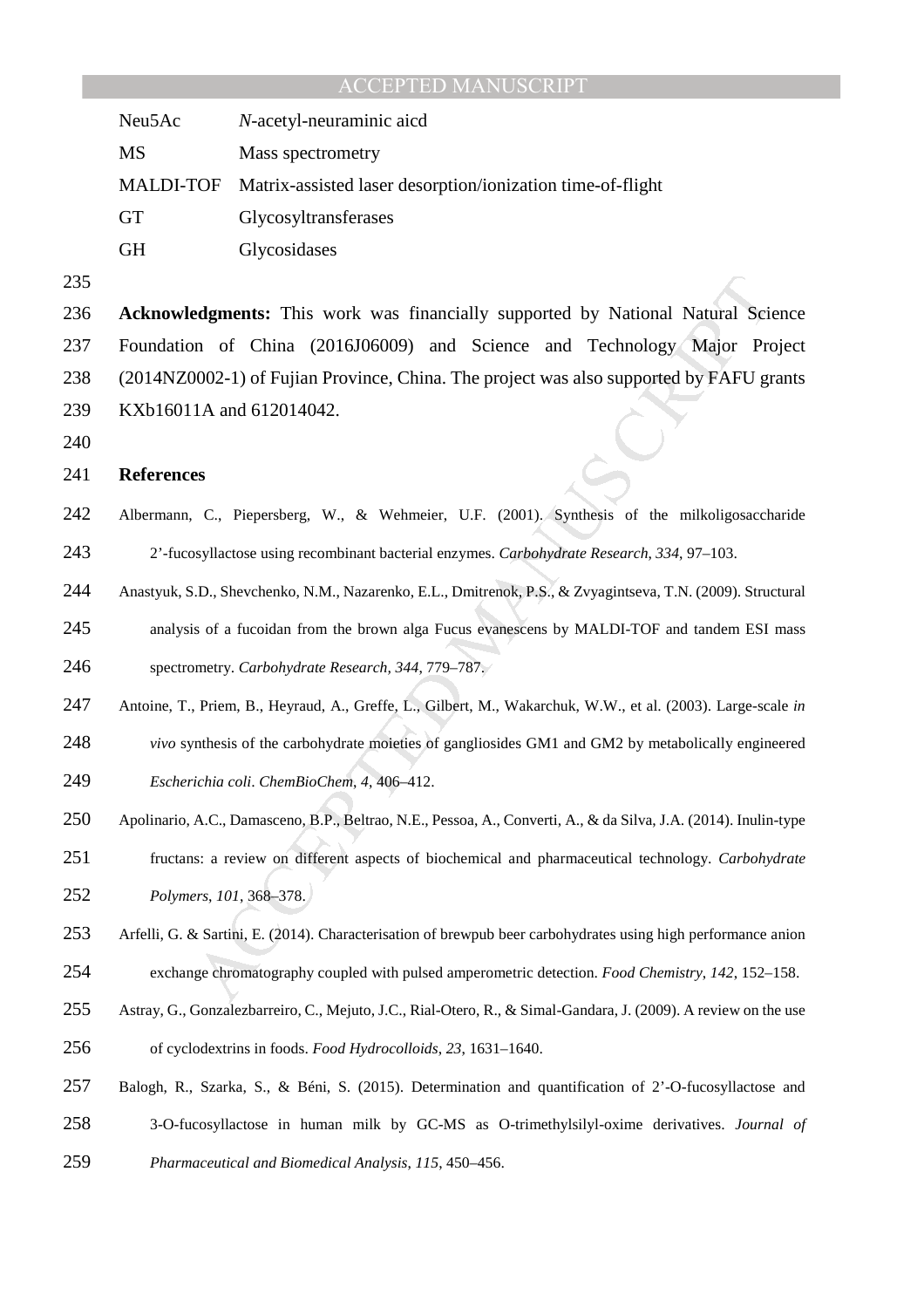| | |
|---|---|
| Neu5Ac | *N*-acetyl-neuraminic aicd |
| MS | Mass spectrometry |
| MALDI-TOF | Matrix-assisted laser desorption/ionization time-of-flight |
| GT | Glycosyltransferases |
| GH | Glycosidases |

**Acknowledgments:** This work was financially supported by National Natural Science Foundation of China (2016J06009) and Science and Technology Major Project (2014NZ0002-1) of Fujian Province, China. The project was also supported by FAFU grants KXb16011A and 612014042.

## References

Albermann, C., Piepersberg, W., & Wehmeier, U.F. (2001). Synthesis of the milkoligosaccharide 2'-fucosyllactose using recombinant bacterial enzymes. *Carbohydrate Research, 334*, 97–103.

Anastyuk, S.D., Shevchenko, N.M., Nazarenko, E.L., Dmitrenok, P.S., & Zvyagintseva, T.N. (2009). Structural analysis of a fucoidan from the brown alga Fucus evanescens by MALDI-TOF and tandem ESI mass spectrometry. *Carbohydrate Research*, *344*, 779–787.

Antoine, T., Priem, B., Heyraud, A., Greffe, L., Gilbert, M., Wakarchuk, W.W., et al. (2003). Large-scale *in vivo* synthesis of the carbohydrate moieties of gangliosides GM1 and GM2 by metabolically engineered *Escherichia coli*. *ChemBioChem*, *4*, 406–412.

Apolinario, A.C., Damasceno, B.P., Beltrao, N.E., Pessoa, A., Converti, A., & da Silva, J.A. (2014). Inulin-type fructans: a review on different aspects of biochemical and pharmaceutical technology. *Carbohydrate Polymers*, *101*, 368–378.

Arfelli, G. & Sartini, E. (2014). Characterisation of brewpub beer carbohydrates using high performance anion exchange chromatography coupled with pulsed amperometric detection. *Food Chemistry*, *142*, 152–158.

Astray, G., Gonzalezbarreiro, C., Mejuto, J.C., Rial-Otero, R., & Simal-Gandara, J. (2009). A review on the use of cyclodextrins in foods. *Food Hydrocolloids*, *23*, 1631–1640.

Balogh, R., Szarka, S., & Béni, S. (2015). Determination and quantification of 2'-O-fucosyllactose and 3-O-fucosyllactose in human milk by GC-MS as O-trimethylsilyl-oxime derivatives. *Journal of Pharmaceutical and Biomedical Analysis*, *115*, 450–456.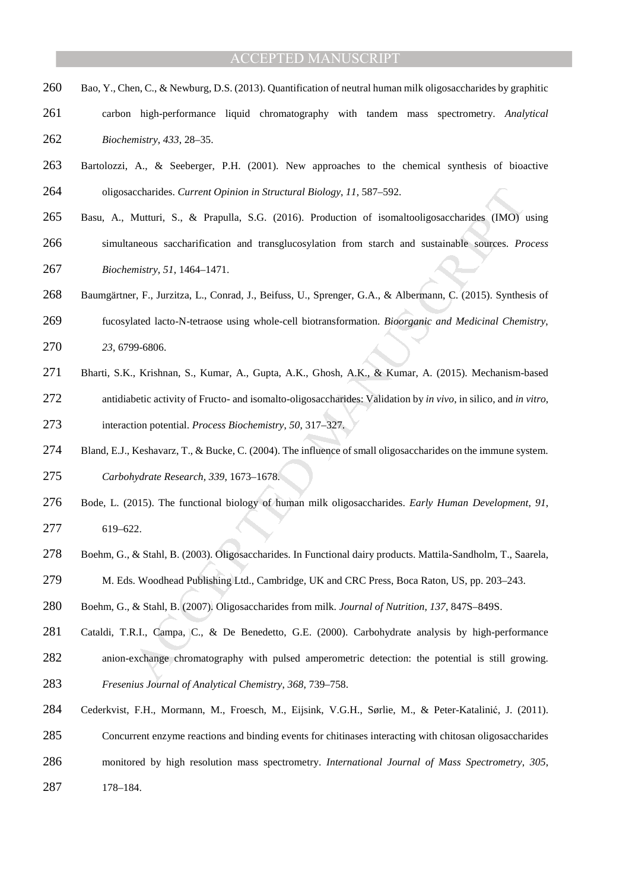Bao, Y., Chen, C., & Newburg, D.S. (2013). Quantification of neutral human milk oligosaccharides by graphitic carbon high-performance liquid chromatography with tandem mass spectrometry. *Analytical Biochemistry*, *433*, 28–35.

Bartolozzi, A., & Seeberger, P.H. (2001). New approaches to the chemical synthesis of bioactive oligosaccharides. *Current Opinion in Structural Biology*, *11*, 587–592.

Basu, A., Mutturi, S., & Prapulla, S.G. (2016). Production of isomaltooligosaccharides (IMO) using simultaneous saccharification and transglucosylation from starch and sustainable sources. *Process Biochemistry*, *51*, 1464–1471.

Baumgärtner, F., Jurzitza, L., Conrad, J., Beifuss, U., Sprenger, G.A., & Albermann, C. (2015). Synthesis of fucosylated lacto-N-tetraose using whole-cell biotransformation. *Bioorganic and Medicinal Chemistry*, *23*, 6799-6806.

Bharti, S.K., Krishnan, S., Kumar, A., Gupta, A.K., Ghosh, A.K., & Kumar, A. (2015). Mechanism-based antidiabetic activity of Fructo- and isomalto-oligosaccharides: Validation by *in vivo*, in silico, and *in vitro*, interaction potential. *Process Biochemistry*, *50*, 317–327.

Bland, E.J., Keshavarz, T., & Bucke, C. (2004). The influence of small oligosaccharides on the immune system. *Carbohydrate Research*, *339*, 1673–1678.

Bode, L. (2015). The functional biology of human milk oligosaccharides. *Early Human Development*, *91*, 619–622.

Boehm, G., & Stahl, B. (2003). Oligosaccharides. In Functional dairy products. Mattila-Sandholm, T., Saarela, M. Eds. Woodhead Publishing Ltd., Cambridge, UK and CRC Press, Boca Raton, US, pp. 203–243.

Boehm, G., & Stahl, B. (2007). Oligosaccharides from milk. *Journal of Nutrition*, *137*, 847S–849S.

Cataldi, T.R.I., Campa, C., & De Benedetto, G.E. (2000). Carbohydrate analysis by high-performance anion-exchange chromatography with pulsed amperometric detection: the potential is still growing. *Fresenius Journal of Analytical Chemistry*, *368*, 739–758.

Cederkvist, F.H., Mormann, M., Froesch, M., Eijsink, V.G.H., Sørlie, M., & Peter-Katalinić, J. (2011). Concurrent enzyme reactions and binding events for chitinases interacting with chitosan oligosaccharides monitored by high resolution mass spectrometry. *International Journal of Mass Spectrometry*, *305*, 178–184.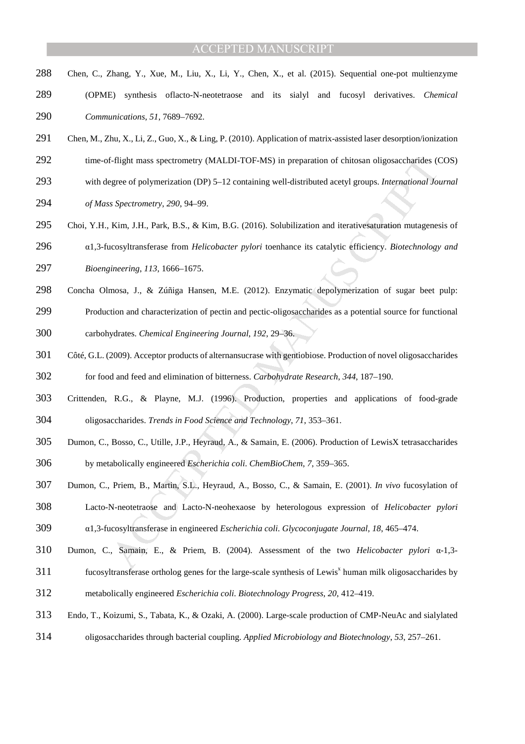Chen, C., Zhang, Y., Xue, M., Liu, X., Li, Y., Chen, X., et al. (2015). Sequential one-pot multienzyme (OPME) synthesis oflacto-N-neotetraose and its sialyl and fucosyl derivatives. *Chemical Communications*, *51*, 7689–7692.

Chen, M., Zhu, X., Li, Z., Guo, X., & Ling, P. (2010). Application of matrix-assisted laser desorption/ionization time-of-flight mass spectrometry (MALDI-TOF-MS) in preparation of chitosan oligosaccharides (COS) with degree of polymerization (DP) 5–12 containing well-distributed acetyl groups. *International Journal of Mass Spectrometry*, *290*, 94–99.

Choi, Y.H., Kim, J.H., Park, B.S., & Kim, B.G. (2016). Solubilization and iterativesaturation mutagenesis of α1,3-fucosyltransferase from *Helicobacter pylori* toenhance its catalytic efficiency. *Biotechnology and Bioengineering*, *113*, 1666–1675.

Concha Olmosa, J., & Zúñiga Hansen, M.E. (2012). Enzymatic depolymerization of sugar beet pulp: Production and characterization of pectin and pectic-oligosaccharides as a potential source for functional carbohydrates. *Chemical Engineering Journal*, *192*, 29–36.

Côté, G.L. (2009). Acceptor products of alternansucrase with gentiobiose. Production of novel oligosaccharides for food and feed and elimination of bitterness. *Carbohydrate Research*, *344*, 187–190.

Crittenden, R.G., & Playne, M.J. (1996). Production, properties and applications of food-grade oligosaccharides. *Trends in Food Science and Technology*, *71*, 353–361.

Dumon, C., Bosso, C., Utille, J.P., Heyraud, A., & Samain, E. (2006). Production of LewisX tetrasaccharides by metabolically engineered *Escherichia coli*. *ChemBioChem*, *7*, 359–365.

Dumon, C., Priem, B., Martin, S.L., Heyraud, A., Bosso, C., & Samain, E. (2001). *In vivo* fucosylation of Lacto-N-neotetraose and Lacto-N-neohexaose by heterologous expression of *Helicobacter pylori* α1,3-fucosyltransferase in engineered *Escherichia coli*. *Glycoconjugate Journal*, *18*, 465–474.

Dumon, C., Samain, E., & Priem, B. (2004). Assessment of the two *Helicobacter pylori* α-1,3-fucosyltransferase ortholog genes for the large-scale synthesis of Lewis$^x$ human milk oligosaccharides by metabolically engineered *Escherichia coli*. *Biotechnology Progress*, *20*, 412–419.

Endo, T., Koizumi, S., Tabata, K., & Ozaki, A. (2000). Large-scale production of CMP-NeuAc and sialylated oligosaccharides through bacterial coupling. *Applied Microbiology and Biotechnology*, *53*, 257–261.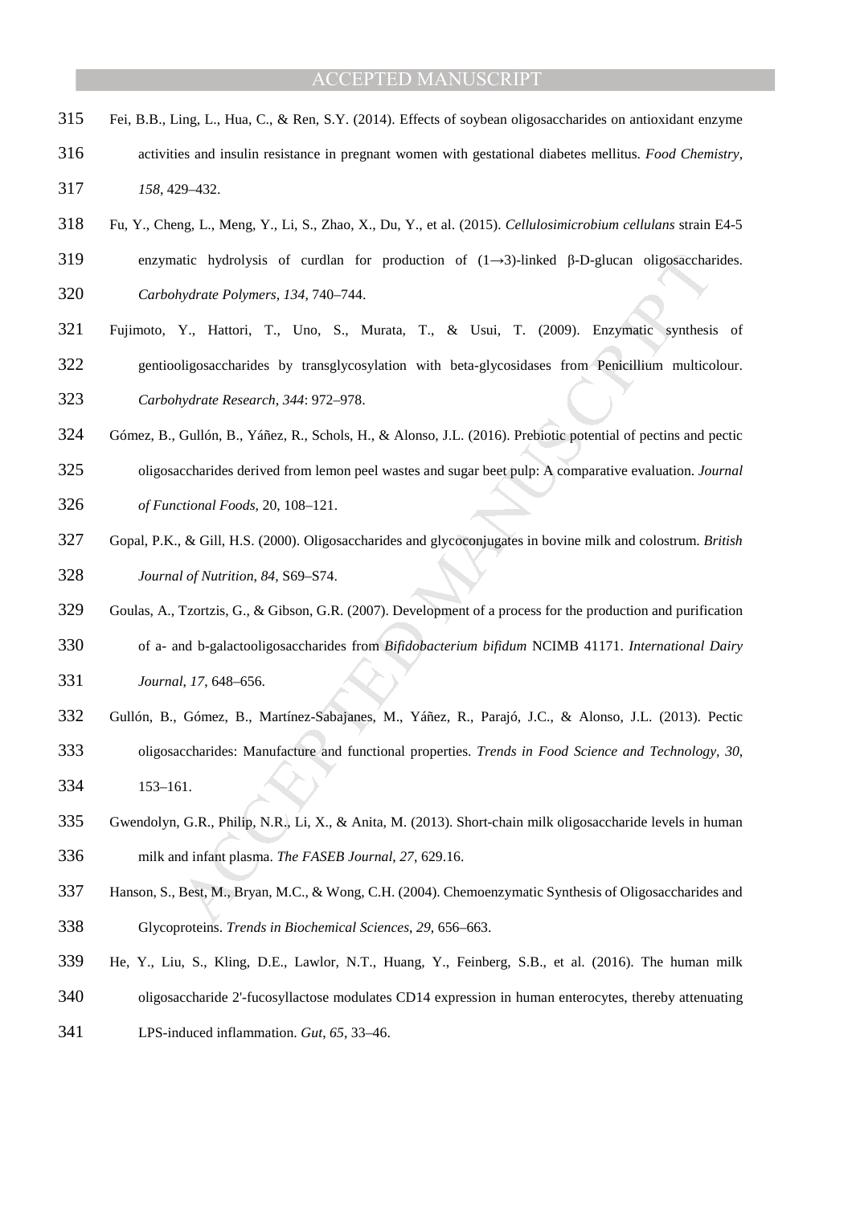Fei, B.B., Ling, L., Hua, C., & Ren, S.Y. (2014). Effects of soybean oligosaccharides on antioxidant enzyme activities and insulin resistance in pregnant women with gestational diabetes mellitus. *Food Chemistry*, *158*, 429–432.

Fu, Y., Cheng, L., Meng, Y., Li, S., Zhao, X., Du, Y., et al. (2015). *Cellulosimicrobium cellulans* strain E4-5 enzymatic hydrolysis of curdlan for production of (1→3)-linked β-D-glucan oligosaccharides. *Carbohydrate Polymers*, *134*, 740–744.

Fujimoto, Y., Hattori, T., Uno, S., Murata, T., & Usui, T. (2009). Enzymatic synthesis of gentiooligosaccharides by transglycosylation with beta-glycosidases from Penicillium multicolour. *Carbohydrate Research*, *344*: 972–978.

Gómez, B., Gullón, B., Yáñez, R., Schols, H., & Alonso, J.L. (2016). Prebiotic potential of pectins and pectic oligosaccharides derived from lemon peel wastes and sugar beet pulp: A comparative evaluation. *Journal of Functional Foods*, 20, 108–121.

Gopal, P.K., & Gill, H.S. (2000). Oligosaccharides and glycoconjugates in bovine milk and colostrum. *British Journal of Nutrition*, *84*, S69–S74.

Goulas, A., Tzortzis, G., & Gibson, G.R. (2007). Development of a process for the production and purification of a- and b-galactooligosaccharides from *Bifidobacterium bifidum* NCIMB 41171. *International Dairy Journal*, *17*, 648–656.

Gullón, B., Gómez, B., Martínez-Sabajanes, M., Yáñez, R., Parajó, J.C., & Alonso, J.L. (2013). Pectic oligosaccharides: Manufacture and functional properties. *Trends in Food Science and Technology*, *30*, 153–161.

Gwendolyn, G.R., Philip, N.R., Li, X., & Anita, M. (2013). Short-chain milk oligosaccharide levels in human milk and infant plasma. *The FASEB Journal*, *27*, 629.16.

Hanson, S., Best, M., Bryan, M.C., & Wong, C.H. (2004). Chemoenzymatic Synthesis of Oligosaccharides and Glycoproteins. *Trends in Biochemical Sciences*, *29*, 656–663.

He, Y., Liu, S., Kling, D.E., Lawlor, N.T., Huang, Y., Feinberg, S.B., et al. (2016). The human milk oligosaccharide 2'-fucosyllactose modulates CD14 expression in human enterocytes, thereby attenuating LPS-induced inflammation. *Gut*, *65*, 33–46.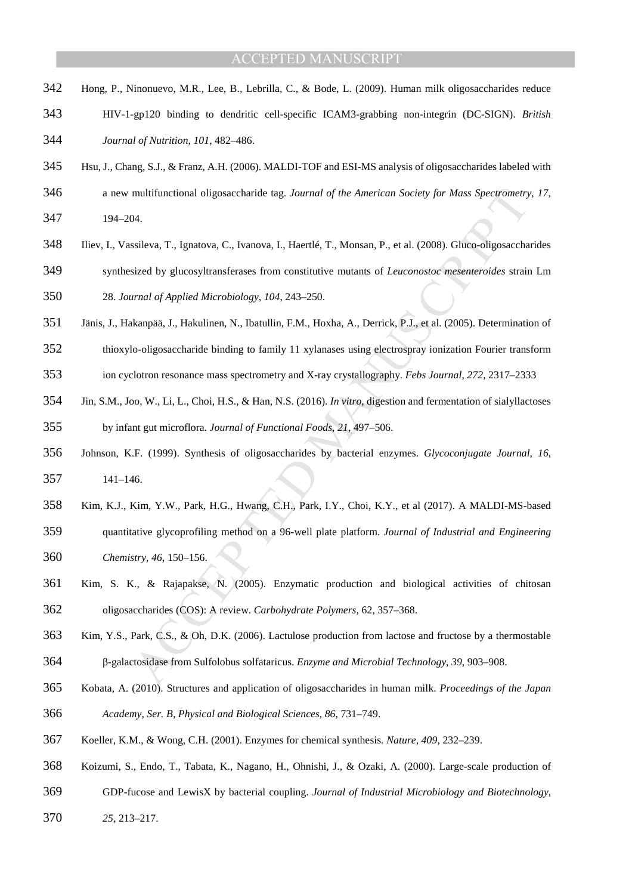Hong, P., Ninonuevo, M.R., Lee, B., Lebrilla, C., & Bode, L. (2009). Human milk oligosaccharides reduce HIV-1-gp120 binding to dendritic cell-specific ICAM3-grabbing non-integrin (DC-SIGN). *British Journal of Nutrition*, *101*, 482–486.

Hsu, J., Chang, S.J., & Franz, A.H. (2006). MALDI-TOF and ESI-MS analysis of oligosaccharides labeled with a new multifunctional oligosaccharide tag. *Journal of the American Society for Mass Spectrometry*, *17*, 194–204.

Iliev, I., Vassileva, T., Ignatova, C., Ivanova, I., Haertlé, T., Monsan, P., et al. (2008). Gluco-oligosaccharides synthesized by glucosyltransferases from constitutive mutants of *Leuconostoc mesenteroides* strain Lm 28. *Journal of Applied Microbiology*, *104*, 243–250.

Jänis, J., Hakanpää, J., Hakulinen, N., Ibatullin, F.M., Hoxha, A., Derrick, P.J., et al. (2005). Determination of thioxylo-oligosaccharide binding to family 11 xylanases using electrospray ionization Fourier transform ion cyclotron resonance mass spectrometry and X-ray crystallography. *Febs Journal*, *272*, 2317–2333

Jin, S.M., Joo, W., Li, L., Choi, H.S., & Han, N.S. (2016). *In vitro*, digestion and fermentation of sialyllactoses by infant gut microflora. *Journal of Functional Foods*, *21*, 497–506.

Johnson, K.F. (1999). Synthesis of oligosaccharides by bacterial enzymes. *Glycoconjugate Journal*, *16*, 141–146.

Kim, K.J., Kim, Y.W., Park, H.G., Hwang, C.H., Park, I.Y., Choi, K.Y., et al (2017). A MALDI-MS-based quantitative glycoprofiling method on a 96-well plate platform. *Journal of Industrial and Engineering Chemistry*, *46*, 150–156.

Kim, S. K., & Rajapakse, N. (2005). Enzymatic production and biological activities of chitosan oligosaccharides (COS): A review. *Carbohydrate Polymers*, 62, 357–368.

Kim, Y.S., Park, C.S., & Oh, D.K. (2006). Lactulose production from lactose and fructose by a thermostable β-galactosidase from Sulfolobus solfataricus. *Enzyme and Microbial Technology*, *39*, 903–908.

Kobata, A. (2010). Structures and application of oligosaccharides in human milk. *Proceedings of the Japan Academy, Ser. B, Physical and Biological Sciences*, *86*, 731–749.

Koeller, K.M., & Wong, C.H. (2001). Enzymes for chemical synthesis. *Nature*, *409*, 232–239.

Koizumi, S., Endo, T., Tabata, K., Nagano, H., Ohnishi, J., & Ozaki, A. (2000). Large-scale production of GDP-fucose and LewisX by bacterial coupling. *Journal of Industrial Microbiology and Biotechnology*, *25*, 213–217.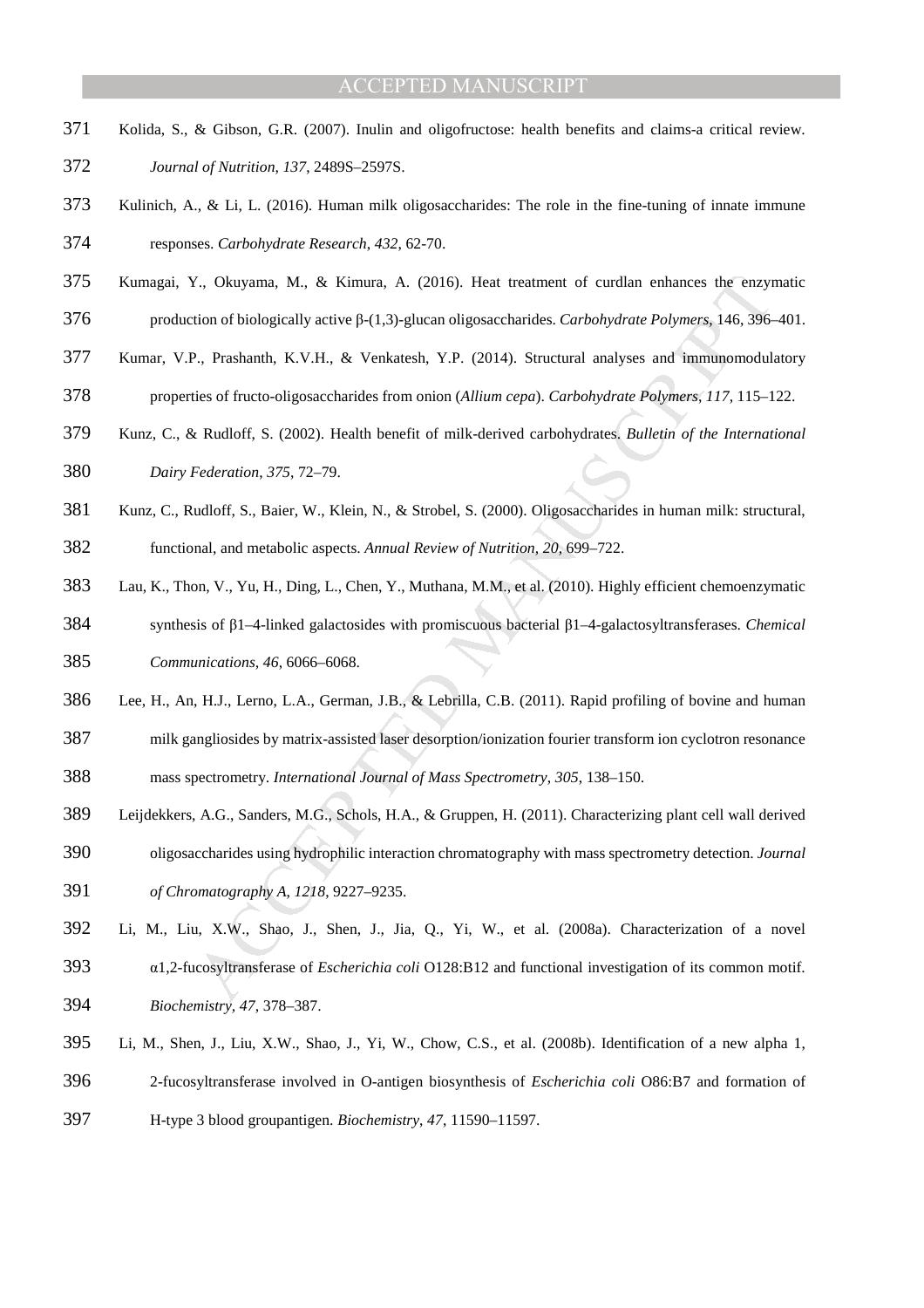Kolida, S., & Gibson, G.R. (2007). Inulin and oligofructose: health benefits and claims-a critical review. *Journal of Nutrition*, *137*, 2489S–2597S.

Kulinich, A., & Li, L. (2016). Human milk oligosaccharides: The role in the fine-tuning of innate immune responses. *Carbohydrate Research*, *432*, 62-70.

Kumagai, Y., Okuyama, M., & Kimura, A. (2016). Heat treatment of curdlan enhances the enzymatic production of biologically active β-(1,3)-glucan oligosaccharides. *Carbohydrate Polymers*, 146, 396–401.

Kumar, V.P., Prashanth, K.V.H., & Venkatesh, Y.P. (2014). Structural analyses and immunomodulatory properties of fructo-oligosaccharides from onion (*Allium cepa*). *Carbohydrate Polymers*, *117*, 115–122.

Kunz, C., & Rudloff, S. (2002). Health benefit of milk-derived carbohydrates. *Bulletin of the International Dairy Federation*, *375*, 72–79.

Kunz, C., Rudloff, S., Baier, W., Klein, N., & Strobel, S. (2000). Oligosaccharides in human milk: structural, functional, and metabolic aspects. *Annual Review of Nutrition*, *20*, 699–722.

Lau, K., Thon, V., Yu, H., Ding, L., Chen, Y., Muthana, M.M., et al. (2010). Highly efficient chemoenzymatic synthesis of β1–4-linked galactosides with promiscuous bacterial β1–4-galactosyltransferases. *Chemical Communications*, *46*, 6066–6068.

Lee, H., An, H.J., Lerno, L.A., German, J.B., & Lebrilla, C.B. (2011). Rapid profiling of bovine and human milk gangliosides by matrix-assisted laser desorption/ionization fourier transform ion cyclotron resonance mass spectrometry. *International Journal of Mass Spectrometry*, *305*, 138–150.

Leijdekkers, A.G., Sanders, M.G., Schols, H.A., & Gruppen, H. (2011). Characterizing plant cell wall derived oligosaccharides using hydrophilic interaction chromatography with mass spectrometry detection. *Journal of Chromatography A*, *1218*, 9227–9235.

Li, M., Liu, X.W., Shao, J., Shen, J., Jia, Q., Yi, W., et al. (2008a). Characterization of a novel α1,2-fucosyltransferase of *Escherichia coli* O128:B12 and functional investigation of its common motif. *Biochemistry*, *47*, 378–387.

Li, M., Shen, J., Liu, X.W., Shao, J., Yi, W., Chow, C.S., et al. (2008b). Identification of a new alpha 1, 2-fucosyltransferase involved in O-antigen biosynthesis of *Escherichia coli* O86:B7 and formation of H-type 3 blood groupantigen. *Biochemistry*, *47*, 11590–11597.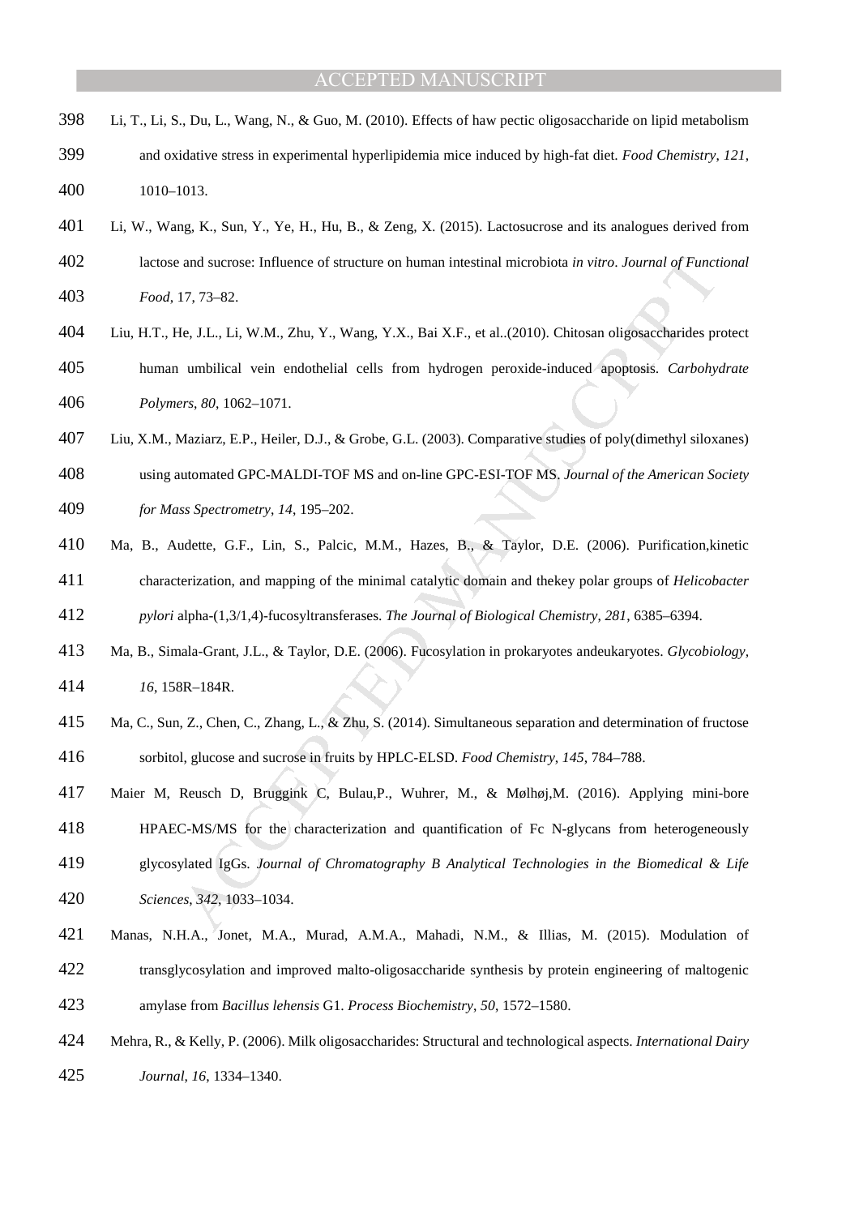Li, T., Li, S., Du, L., Wang, N., & Guo, M. (2010). Effects of haw pectic oligosaccharide on lipid metabolism and oxidative stress in experimental hyperlipidemia mice induced by high-fat diet. *Food Chemistry*, *121*, 1010–1013.

Li, W., Wang, K., Sun, Y., Ye, H., Hu, B., & Zeng, X. (2015). Lactosucrose and its analogues derived from lactose and sucrose: Influence of structure on human intestinal microbiota *in vitro*. *Journal of Functional Food*, 17, 73–82.

Liu, H.T., He, J.L., Li, W.M., Zhu, Y., Wang, Y.X., Bai X.F., et al..(2010). Chitosan oligosaccharides protect human umbilical vein endothelial cells from hydrogen peroxide-induced apoptosis. *Carbohydrate Polymers*, *80*, 1062–1071.

Liu, X.M., Maziarz, E.P., Heiler, D.J., & Grobe, G.L. (2003). Comparative studies of poly(dimethyl siloxanes) using automated GPC-MALDI-TOF MS and on-line GPC-ESI-TOF MS. *Journal of the American Society for Mass Spectrometry*, *14*, 195–202.

Ma, B., Audette, G.F., Lin, S., Palcic, M.M., Hazes, B., & Taylor, D.E. (2006). Purification,kinetic characterization, and mapping of the minimal catalytic domain and thekey polar groups of *Helicobacter pylori* alpha-(1,3/1,4)-fucosyltransferases. *The Journal of Biological Chemistry*, *281*, 6385–6394.

Ma, B., Simala-Grant, J.L., & Taylor, D.E. (2006). Fucosylation in prokaryotes andeukaryotes. *Glycobiology*, *16*, 158R–184R.

Ma, C., Sun, Z., Chen, C., Zhang, L., & Zhu, S. (2014). Simultaneous separation and determination of fructose sorbitol, glucose and sucrose in fruits by HPLC-ELSD. *Food Chemistry*, *145*, 784–788.

Maier M, Reusch D, Bruggink C, Bulau,P., Wuhrer, M., & Mølhøj,M. (2016). Applying mini-bore HPAEC-MS/MS for the characterization and quantification of Fc N-glycans from heterogeneously glycosylated IgGs. *Journal of Chromatography B Analytical Technologies in the Biomedical & Life Sciences*, *342*, 1033–1034.

Manas, N.H.A., Jonet, M.A., Murad, A.M.A., Mahadi, N.M., & Illias, M. (2015). Modulation of transglycosylation and improved malto-oligosaccharide synthesis by protein engineering of maltogenic amylase from *Bacillus lehensis* G1. *Process Biochemistry*, *50*, 1572–1580.

Mehra, R., & Kelly, P. (2006). Milk oligosaccharides: Structural and technological aspects. *International Dairy Journal*, *16*, 1334–1340.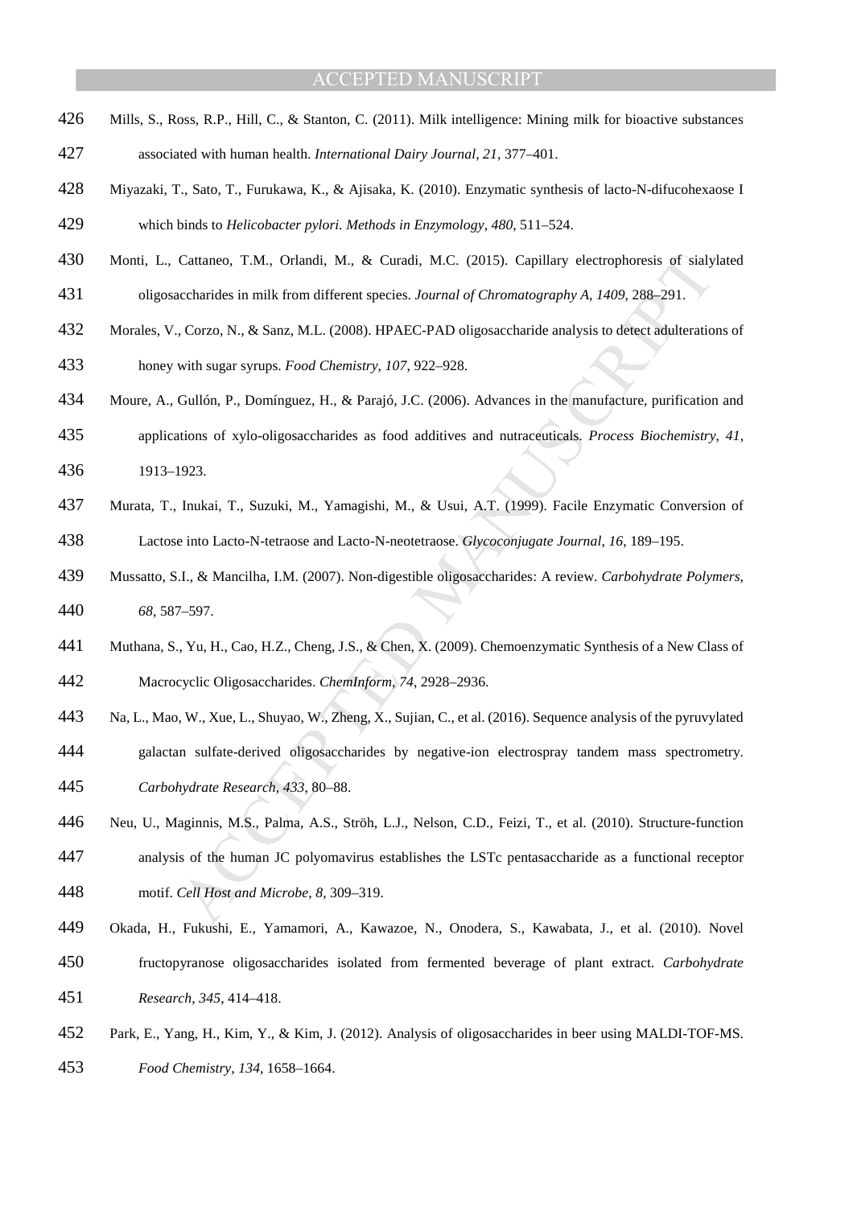Mills, S., Ross, R.P., Hill, C., & Stanton, C. (2011). Milk intelligence: Mining milk for bioactive substances associated with human health. *International Dairy Journal*, *21*, 377–401.

Miyazaki, T., Sato, T., Furukawa, K., & Ajisaka, K. (2010). Enzymatic synthesis of lacto-N-difucohexaose I which binds to *Helicobacter pylori. Methods in Enzymology*, *480*, 511–524.

Monti, L., Cattaneo, T.M., Orlandi, M., & Curadi, M.C. (2015). Capillary electrophoresis of sialylated oligosaccharides in milk from different species. *Journal of Chromatography A*, *1409*, 288–291.

Morales, V., Corzo, N., & Sanz, M.L. (2008). HPAEC-PAD oligosaccharide analysis to detect adulterations of honey with sugar syrups. *Food Chemistry*, *107*, 922–928.

Moure, A., Gullón, P., Domínguez, H., & Parajó, J.C. (2006). Advances in the manufacture, purification and applications of xylo-oligosaccharides as food additives and nutraceuticals. *Process Biochemistry*, *41*, 1913–1923.

Murata, T., Inukai, T., Suzuki, M., Yamagishi, M., & Usui, A.T. (1999). Facile Enzymatic Conversion of Lactose into Lacto-N-tetraose and Lacto-N-neotetraose. *Glycoconjugate Journal*, *16*, 189–195.

Mussatto, S.I., & Mancilha, I.M. (2007). Non-digestible oligosaccharides: A review. *Carbohydrate Polymers*, *68*, 587–597.

Muthana, S., Yu, H., Cao, H.Z., Cheng, J.S., & Chen, X. (2009). Chemoenzymatic Synthesis of a New Class of Macrocyclic Oligosaccharides. *ChemInform*, *74*, 2928–2936.

Na, L., Mao, W., Xue, L., Shuyao, W., Zheng, X., Sujian, C., et al. (2016). Sequence analysis of the pyruvylated galactan sulfate-derived oligosaccharides by negative-ion electrospray tandem mass spectrometry. *Carbohydrate Research*, *433*, 80–88.

Neu, U., Maginnis, M.S., Palma, A.S., Ströh, L.J., Nelson, C.D., Feizi, T., et al. (2010). Structure-function analysis of the human JC polyomavirus establishes the LSTc pentasaccharide as a functional receptor motif. *Cell Host and Microbe*, *8*, 309–319.

Okada, H., Fukushi, E., Yamamori, A., Kawazoe, N., Onodera, S., Kawabata, J., et al. (2010). Novel fructopyranose oligosaccharides isolated from fermented beverage of plant extract. *Carbohydrate Research*, *345*, 414–418.

Park, E., Yang, H., Kim, Y., & Kim, J. (2012). Analysis of oligosaccharides in beer using MALDI-TOF-MS. *Food Chemistry*, *134*, 1658–1664.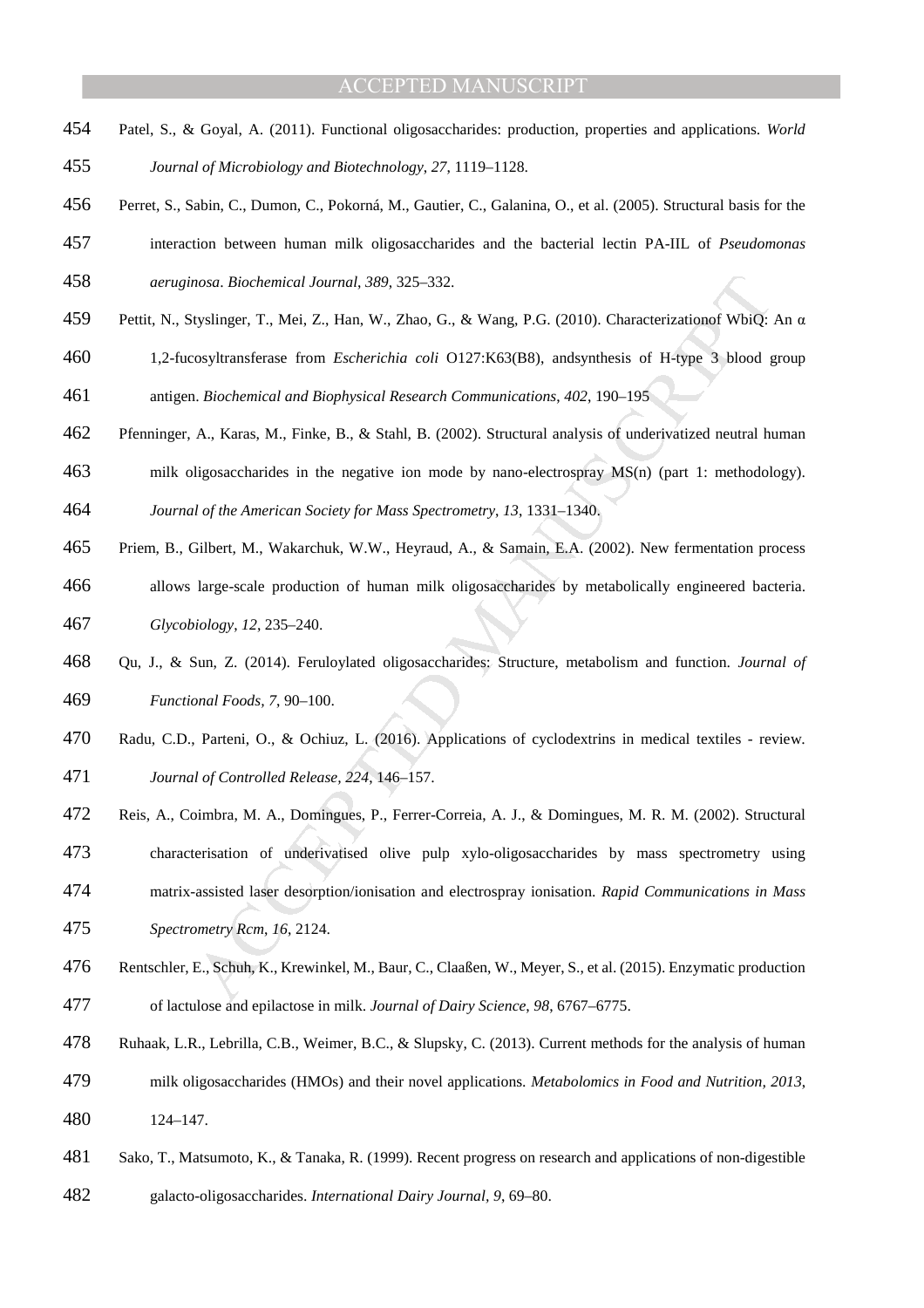Patel, S., & Goyal, A. (2011). Functional oligosaccharides: production, properties and applications. *World Journal of Microbiology and Biotechnology*, *27*, 1119–1128.

Perret, S., Sabin, C., Dumon, C., Pokorná, M., Gautier, C., Galanina, O., et al. (2005). Structural basis for the interaction between human milk oligosaccharides and the bacterial lectin PA-IIL of *Pseudomonas aeruginosa*. *Biochemical Journal*, *389*, 325–332.

Pettit, N., Styslinger, T., Mei, Z., Han, W., Zhao, G., & Wang, P.G. (2010). Characterizationof WbiQ: An α 1,2-fucosyltransferase from *Escherichia coli* O127:K63(B8), andsynthesis of H-type 3 blood group antigen. *Biochemical and Biophysical Research Communications*, *402*, 190–195

Pfenninger, A., Karas, M., Finke, B., & Stahl, B. (2002). Structural analysis of underivatized neutral human milk oligosaccharides in the negative ion mode by nano-electrospray MS(n) (part 1: methodology). *Journal of the American Society for Mass Spectrometry*, *13*, 1331–1340.

Priem, B., Gilbert, M., Wakarchuk, W.W., Heyraud, A., & Samain, E.A. (2002). New fermentation process allows large-scale production of human milk oligosaccharides by metabolically engineered bacteria. *Glycobiology*, *12*, 235–240.

Qu, J., & Sun, Z. (2014). Feruloylated oligosaccharides: Structure, metabolism and function. *Journal of Functional Foods, 7*, 90–100.

Radu, C.D., Parteni, O., & Ochiuz, L. (2016). Applications of cyclodextrins in medical textiles - review. *Journal of Controlled Release, 224*, 146–157.

Reis, A., Coimbra, M. A., Domingues, P., Ferrer-Correia, A. J., & Domingues, M. R. M. (2002). Structural characterisation of underivatised olive pulp xylo-oligosaccharides by mass spectrometry using matrix-assisted laser desorption/ionisation and electrospray ionisation. *Rapid Communications in Mass Spectrometry Rcm*, *16*, 2124.

Rentschler, E., Schuh, K., Krewinkel, M., Baur, C., Claaßen, W., Meyer, S., et al. (2015). Enzymatic production of lactulose and epilactose in milk. *Journal of Dairy Science*, *98*, 6767–6775.

Ruhaak, L.R., Lebrilla, C.B., Weimer, B.C., & Slupsky, C. (2013). Current methods for the analysis of human milk oligosaccharides (HMOs) and their novel applications. *Metabolomics in Food and Nutrition, 2013*, 124–147.

Sako, T., Matsumoto, K., & Tanaka, R. (1999). Recent progress on research and applications of non-digestible galacto-oligosaccharides. *International Dairy Journal*, *9*, 69–80.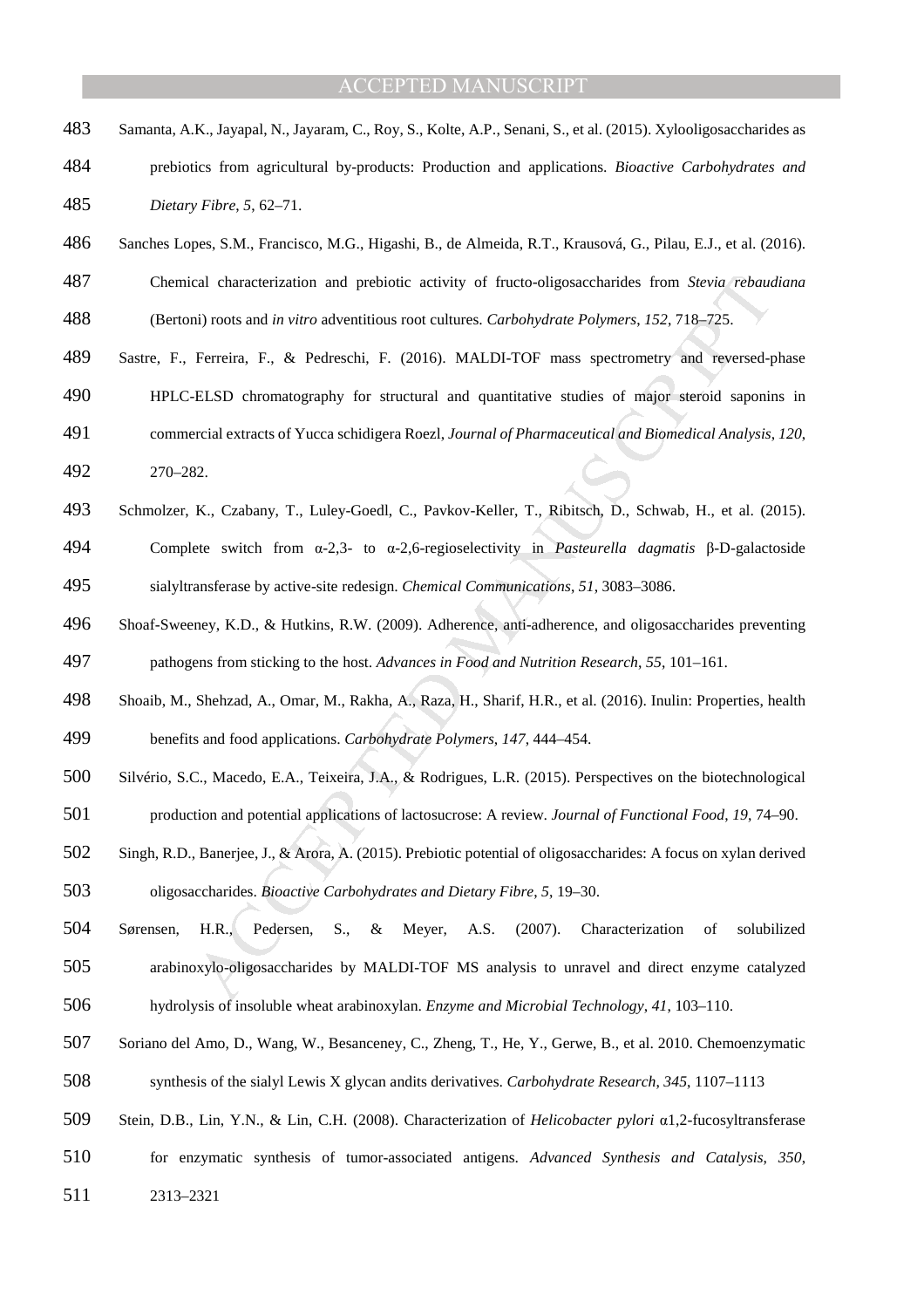Samanta, A.K., Jayapal, N., Jayaram, C., Roy, S., Kolte, A.P., Senani, S., et al. (2015). Xylooligosaccharides as prebiotics from agricultural by-products: Production and applications. *Bioactive Carbohydrates and Dietary Fibre*, *5*, 62–71.

Sanches Lopes, S.M., Francisco, M.G., Higashi, B., de Almeida, R.T., Krausová, G., Pilau, E.J., et al. (2016). Chemical characterization and prebiotic activity of fructo-oligosaccharides from *Stevia rebaudiana* (Bertoni) roots and *in vitro* adventitious root cultures. *Carbohydrate Polymers*, *152*, 718–725.

Sastre, F., Ferreira, F., & Pedreschi, F. (2016). MALDI-TOF mass spectrometry and reversed-phase HPLC-ELSD chromatography for structural and quantitative studies of major steroid saponins in commercial extracts of Yucca schidigera Roezl, *Journal of Pharmaceutical and Biomedical Analysis*, *120*, 270–282.

Schmolzer, K., Czabany, T., Luley-Goedl, C., Pavkov-Keller, T., Ribitsch, D., Schwab, H., et al. (2015). Complete switch from α-2,3- to α-2,6-regioselectivity in *Pasteurella dagmatis* β-D-galactoside sialyltransferase by active-site redesign. *Chemical Communications*, *51*, 3083–3086.

Shoaf-Sweeney, K.D., & Hutkins, R.W. (2009). Adherence, anti-adherence, and oligosaccharides preventing pathogens from sticking to the host. *Advances in Food and Nutrition Research*, *55*, 101–161.

Shoaib, M., Shehzad, A., Omar, M., Rakha, A., Raza, H., Sharif, H.R., et al. (2016). Inulin: Properties, health benefits and food applications. *Carbohydrate Polymers*, *147*, 444–454.

Silvério, S.C., Macedo, E.A., Teixeira, J.A., & Rodrigues, L.R. (2015). Perspectives on the biotechnological production and potential applications of lactosucrose: A review. *Journal of Functional Food*, *19*, 74–90.

Singh, R.D., Banerjee, J., & Arora, A. (2015). Prebiotic potential of oligosaccharides: A focus on xylan derived oligosaccharides. *Bioactive Carbohydrates and Dietary Fibre*, *5*, 19–30.

Sørensen, H.R., Pedersen, S., & Meyer, A.S. (2007). Characterization of solubilized arabinoxylo-oligosaccharides by MALDI-TOF MS analysis to unravel and direct enzyme catalyzed hydrolysis of insoluble wheat arabinoxylan. *Enzyme and Microbial Technology*, *41*, 103–110.

Soriano del Amo, D., Wang, W., Besanceney, C., Zheng, T., He, Y., Gerwe, B., et al. 2010. Chemoenzymatic synthesis of the sialyl Lewis X glycan andits derivatives. *Carbohydrate Research*, *345*, 1107–1113

Stein, D.B., Lin, Y.N., & Lin, C.H. (2008). Characterization of *Helicobacter pylori* α1,2-fucosyltransferase for enzymatic synthesis of tumor-associated antigens. *Advanced Synthesis and Catalysis*, *350*, 2313–2321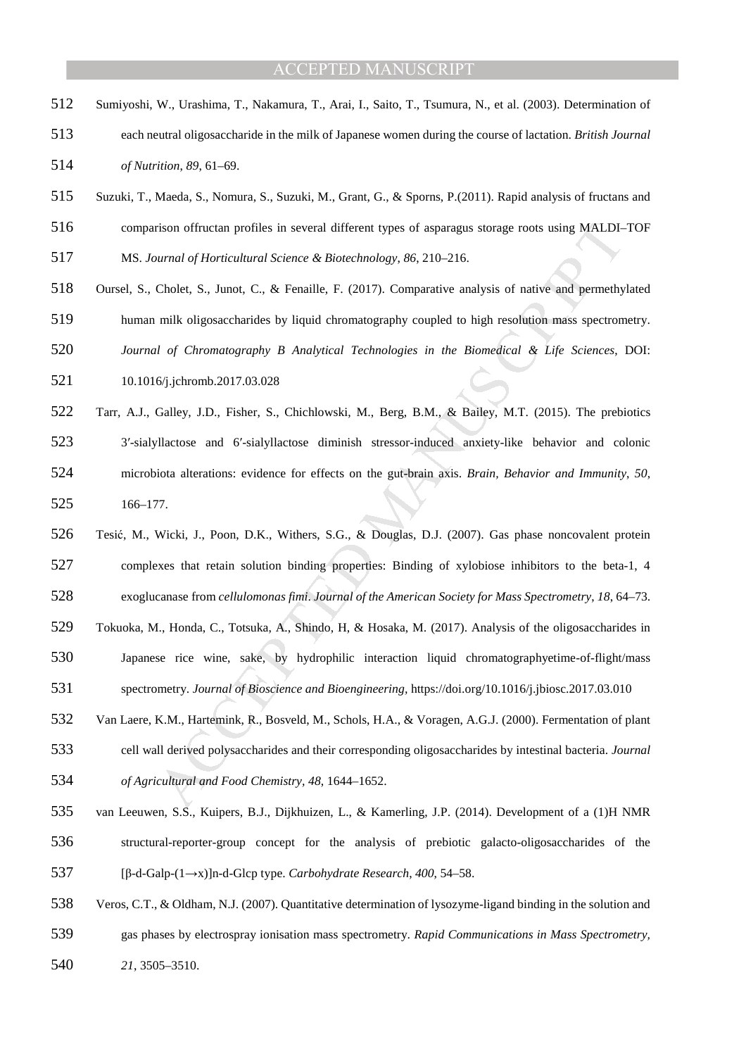Sumiyoshi, W., Urashima, T., Nakamura, T., Arai, I., Saito, T., Tsumura, N., et al. (2003). Determination of each neutral oligosaccharide in the milk of Japanese women during the course of lactation. *British Journal of Nutrition*, *89*, 61–69.

Suzuki, T., Maeda, S., Nomura, S., Suzuki, M., Grant, G., & Sporns, P.(2011). Rapid analysis of fructans and comparison offructan profiles in several different types of asparagus storage roots using MALDI–TOF MS. *Journal of Horticultural Science & Biotechnology*, *86*, 210–216.

Oursel, S., Cholet, S., Junot, C., & Fenaille, F. (2017). Comparative analysis of native and permethylated human milk oligosaccharides by liquid chromatography coupled to high resolution mass spectrometry. *Journal of Chromatography B Analytical Technologies in the Biomedical & Life Sciences*, DOI: 10.1016/j.jchromb.2017.03.028

Tarr, A.J., Galley, J.D., Fisher, S., Chichlowski, M., Berg, B.M., & Bailey, M.T. (2015). The prebiotics 3′-sialyllactose and 6′-sialyllactose diminish stressor-induced anxiety-like behavior and colonic microbiota alterations: evidence for effects on the gut-brain axis. *Brain, Behavior and Immunity*, *50*, 166–177.

Tesić, M., Wicki, J., Poon, D.K., Withers, S.G., & Douglas, D.J. (2007). Gas phase noncovalent protein complexes that retain solution binding properties: Binding of xylobiose inhibitors to the beta-1, 4 exoglucanase from *cellulomonas fimi*. *Journal of the American Society for Mass Spectrometry*, *18*, 64–73.

Tokuoka, M., Honda, C., Totsuka, A., Shindo, H, & Hosaka, M. (2017). Analysis of the oligosaccharides in Japanese rice wine, sake, by hydrophilic interaction liquid chromatographyetime-of-flight/mass spectrometry. *Journal of Bioscience and Bioengineering*, https://doi.org/10.1016/j.jbiosc.2017.03.010

Van Laere, K.M., Hartemink, R., Bosveld, M., Schols, H.A., & Voragen, A.G.J. (2000). Fermentation of plant cell wall derived polysaccharides and their corresponding oligosaccharides by intestinal bacteria. *Journal of Agricultural and Food Chemistry*, *48*, 1644–1652.

van Leeuwen, S.S., Kuipers, B.J., Dijkhuizen, L., & Kamerling, J.P. (2014). Development of a (1)H NMR structural-reporter-group concept for the analysis of prebiotic galacto-oligosaccharides of the [β-d-Galp-(1→x)]n-d-Glcp type. *Carbohydrate Research*, *400*, 54–58.

Veros, C.T., & Oldham, N.J. (2007). Quantitative determination of lysozyme-ligand binding in the solution and gas phases by electrospray ionisation mass spectrometry. *Rapid Communications in Mass Spectrometry*, *21*, 3505–3510.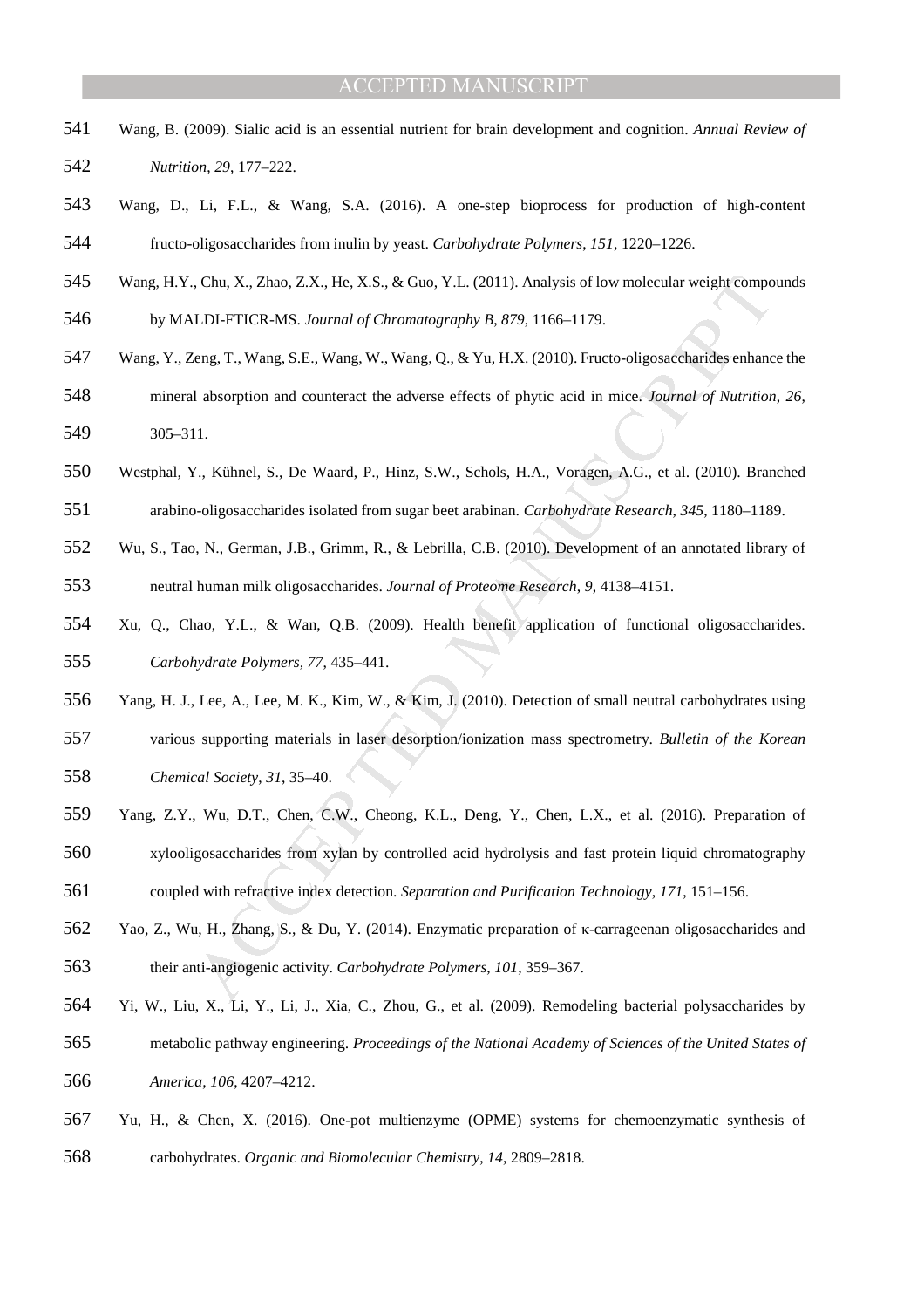Wang, B. (2009). Sialic acid is an essential nutrient for brain development and cognition. *Annual Review of Nutrition*, *29*, 177–222.

Wang, D., Li, F.L., & Wang, S.A. (2016). A one-step bioprocess for production of high-content fructo-oligosaccharides from inulin by yeast. *Carbohydrate Polymers*, *151*, 1220–1226.

Wang, H.Y., Chu, X., Zhao, Z.X., He, X.S., & Guo, Y.L. (2011). Analysis of low molecular weight compounds by MALDI-FTICR-MS. *Journal of Chromatography B*, *879*, 1166–1179.

Wang, Y., Zeng, T., Wang, S.E., Wang, W., Wang, Q., & Yu, H.X. (2010). Fructo-oligosaccharides enhance the mineral absorption and counteract the adverse effects of phytic acid in mice. *Journal of Nutrition*, *26*, 305–311.

Westphal, Y., Kühnel, S., De Waard, P., Hinz, S.W., Schols, H.A., Voragen, A.G., et al. (2010). Branched arabino-oligosaccharides isolated from sugar beet arabinan. *Carbohydrate Research*, *345*, 1180–1189.

Wu, S., Tao, N., German, J.B., Grimm, R., & Lebrilla, C.B. (2010). Development of an annotated library of neutral human milk oligosaccharides. *Journal of Proteome Research*, *9*, 4138–4151.

Xu, Q., Chao, Y.L., & Wan, Q.B. (2009). Health benefit application of functional oligosaccharides. *Carbohydrate Polymers*, *77*, 435–441.

Yang, H. J., Lee, A., Lee, M. K., Kim, W., & Kim, J. (2010). Detection of small neutral carbohydrates using various supporting materials in laser desorption/ionization mass spectrometry. *Bulletin of the Korean Chemical Society*, *31*, 35–40.

Yang, Z.Y., Wu, D.T., Chen, C.W., Cheong, K.L., Deng, Y., Chen, L.X., et al. (2016). Preparation of xylooligosaccharides from xylan by controlled acid hydrolysis and fast protein liquid chromatography coupled with refractive index detection. *Separation and Purification Technology*, *171*, 151–156.

Yao, Z., Wu, H., Zhang, S., & Du, Y. (2014). Enzymatic preparation of κ-carrageenan oligosaccharides and their anti-angiogenic activity. *Carbohydrate Polymers*, *101*, 359–367.

Yi, W., Liu, X., Li, Y., Li, J., Xia, C., Zhou, G., et al. (2009). Remodeling bacterial polysaccharides by metabolic pathway engineering. *Proceedings of the National Academy of Sciences of the United States of America*, *106*, 4207–4212.

Yu, H., & Chen, X. (2016). One-pot multienzyme (OPME) systems for chemoenzymatic synthesis of carbohydrates. *Organic and Biomolecular Chemistry*, *14*, 2809–2818.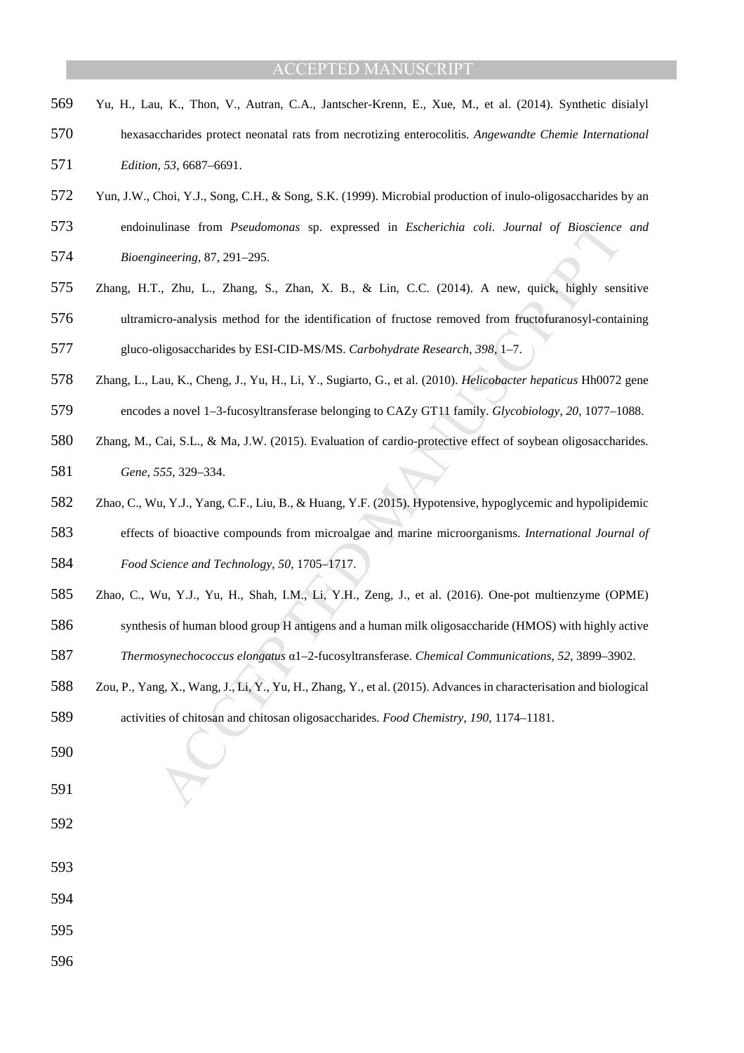Yu, H., Lau, K., Thon, V., Autran, C.A., Jantscher-Krenn, E., Xue, M., et al. (2014). Synthetic disialyl hexasaccharides protect neonatal rats from necrotizing enterocolitis. *Angewandte Chemie International Edition*, *53*, 6687–6691.

Yun, J.W., Choi, Y.J., Song, C.H., & Song, S.K. (1999). Microbial production of inulo-oligosaccharides by an endoinulinase from *Pseudomonas* sp. expressed in *Escherichia coli*. *Journal of Bioscience and Bioengineering*, 87, 291–295.

Zhang, H.T., Zhu, L., Zhang, S., Zhan, X. B., & Lin, C.C. (2014). A new, quick, highly sensitive ultramicro-analysis method for the identification of fructose removed from fructofuranosyl-containing gluco-oligosaccharides by ESI-CID-MS/MS. *Carbohydrate Research*, *398*, 1–7.

Zhang, L., Lau, K., Cheng, J., Yu, H., Li, Y., Sugiarto, G., et al. (2010). *Helicobacter hepaticus* Hh0072 gene encodes a novel 1–3-fucosyltransferase belonging to CAZy GT11 family. *Glycobiology*, *20*, 1077–1088.

Zhang, M., Cai, S.L., & Ma, J.W. (2015). Evaluation of cardio-protective effect of soybean oligosaccharides. *Gene*, *555*, 329–334.

Zhao, C., Wu, Y.J., Yang, C.F., Liu, B., & Huang, Y.F. (2015). Hypotensive, hypoglycemic and hypolipidemic effects of bioactive compounds from microalgae and marine microorganisms. *International Journal of Food Science and Technology*, *50*, 1705–1717.

Zhao, C., Wu, Y.J., Yu, H., Shah, I.M., Li, Y.H., Zeng, J., et al. (2016). One-pot multienzyme (OPME) synthesis of human blood group H antigens and a human milk oligosaccharide (HMOS) with highly active *Thermosynechococcus elongatus* α1–2-fucosyltransferase. *Chemical Communications*, *52*, 3899–3902.

Zou, P., Yang, X., Wang, J., Li, Y., Yu, H., Zhang, Y., et al. (2015). Advances in characterisation and biological activities of chitosan and chitosan oligosaccharides. *Food Chemistry*, *190*, 1174–1181.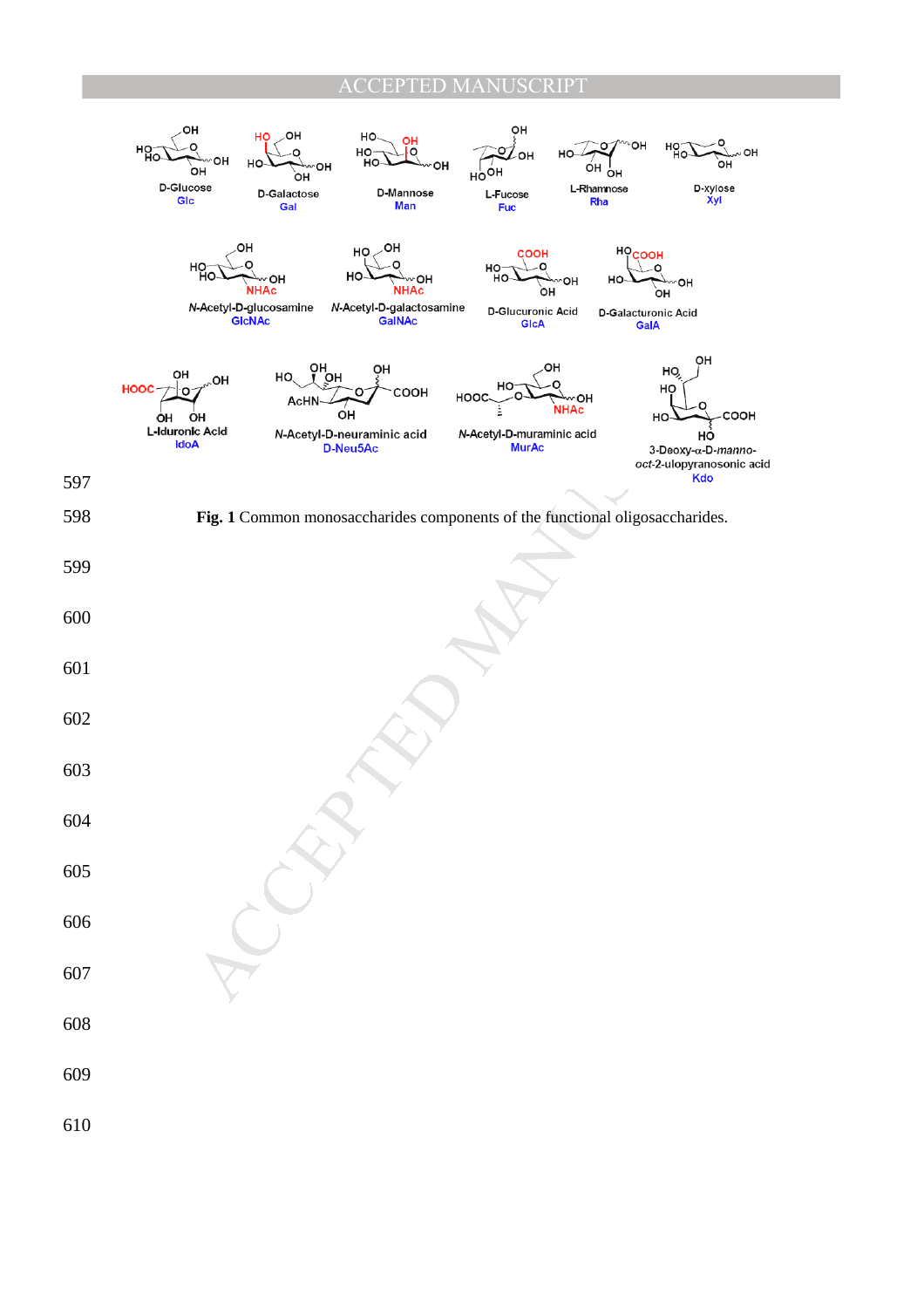D-Glucose
Glc

D-Galactose
Gal

D-Mannose
Man

L-Fucose
Fuc

L-Rhamnose
Rha

D-xylose
Xyl

*N*-Acetyl-D-glucosamine
GlcNAc

*N*-Acetyl-D-galactosamine
GalNAc

D-Glucuronic Acid
GlcA

D-Galacturonic Acid
GalA

L-Iduronic Acid
IdoA

*N*-Acetyl-D-neuraminic acid
D-Neu5Ac

*N*-Acetyl-D-muraminic acid
MurAc

3-Deoxy-α-D-*manno*-*oct*-2-ulopyranosonic acid
Kdo

**Fig. 1** Common monosaccharides components of the functional oligosaccharides.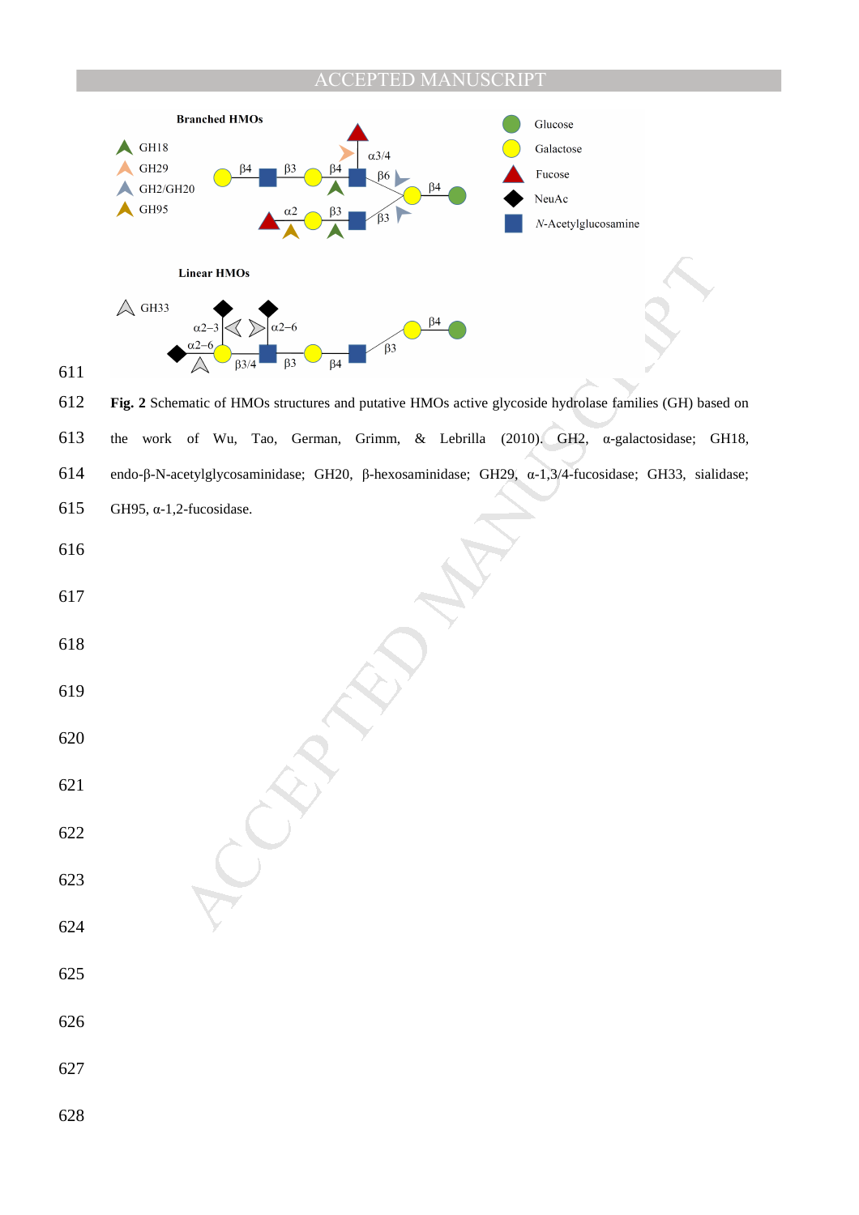**Fig. 2** Schematic of HMOs structures and putative HMOs active glycoside hydrolase families (GH) based on the work of Wu, Tao, German, Grimm, & Lebrilla (2010). GH2, α-galactosidase; GH18, endo-β-N-acetylglycosaminidase; GH20, β-hexosaminidase; GH29, α-1,3/4-fucosidase; GH33, sialidase; GH95, α-1,2-fucosidase.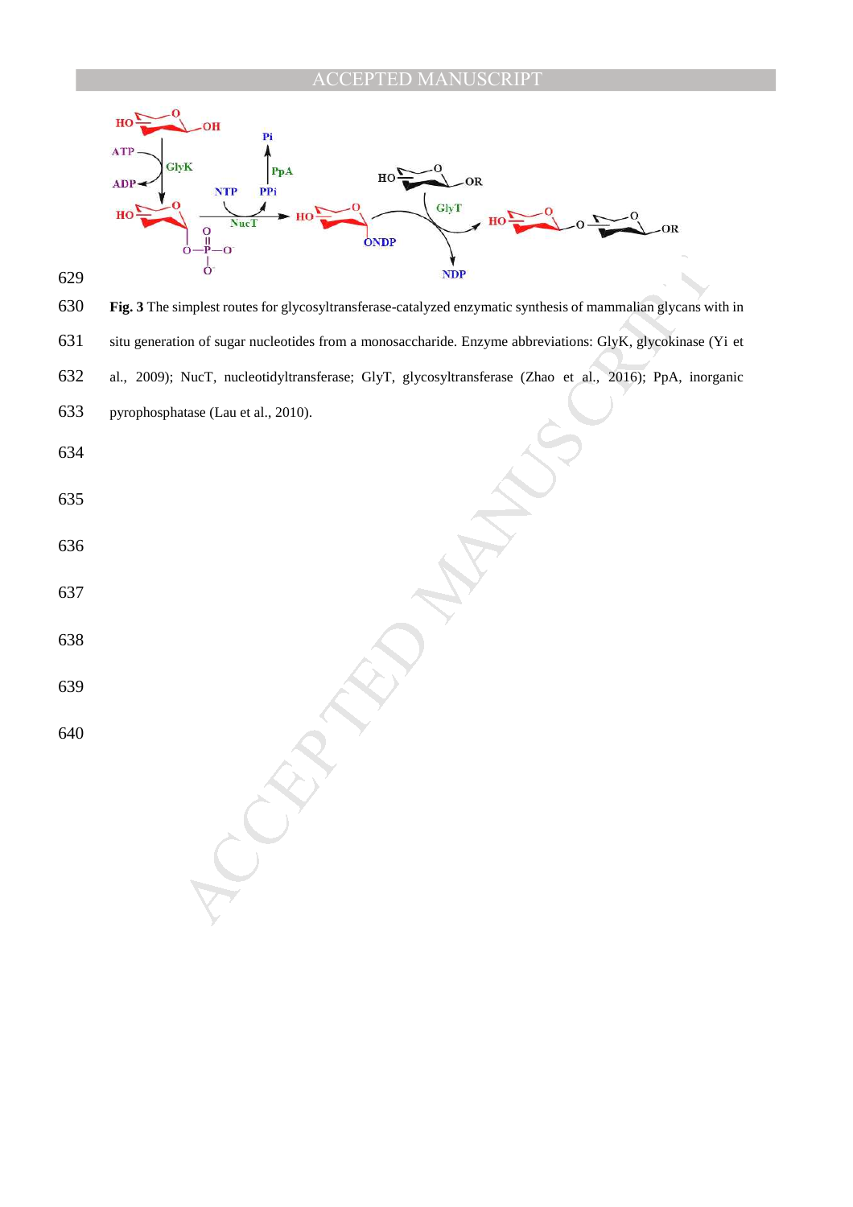**Fig. 3** The simplest routes for glycosyltransferase-catalyzed enzymatic synthesis of mammalian glycans with in situ generation of sugar nucleotides from a monosaccharide. Enzyme abbreviations: GlyK, glycokinase (Yi et al., 2009); NucT, nucleotidyltransferase; GlyT, glycosyltransferase (Zhao et al., 2016); PpA, inorganic pyrophosphatase (Lau et al., 2010).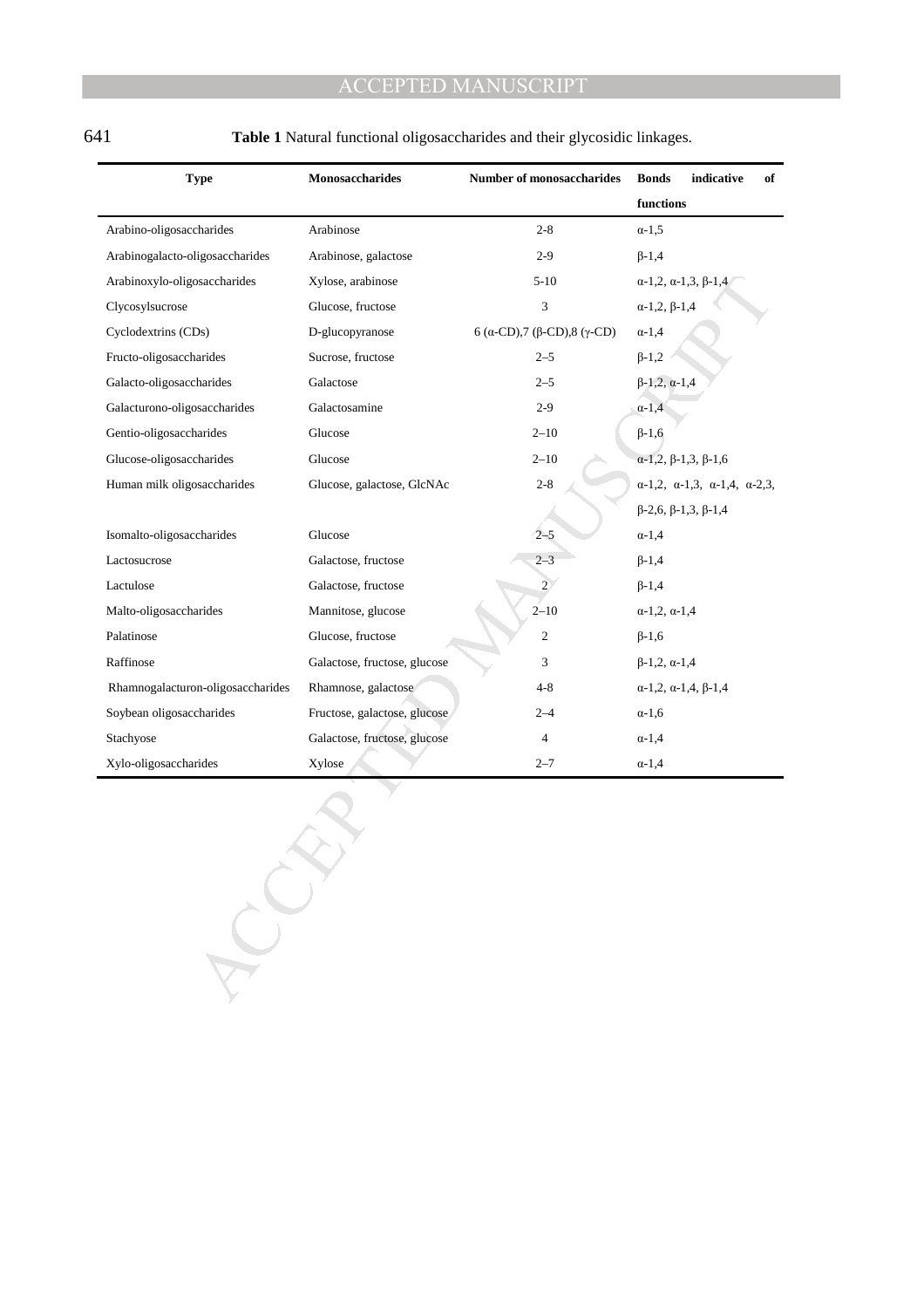**Table 1** Natural functional oligosaccharides and their glycosidic linkages.

| Type | Monosaccharides | Number of monosaccharides | Bonds indicative of functions |
|---|---|---|---|
| Arabino-oligosaccharides | Arabinose | 2-8 | α-1,5 |
| Arabinogalacto-oligosaccharides | Arabinose, galactose | 2-9 | β-1,4 |
| Arabinoxylo-oligosaccharides | Xylose, arabinose | 5-10 | α-1,2, α-1,3, β-1,4 |
| Clycosylsucrose | Glucose, fructose | 3 | α-1,2, β-1,4 |
| Cyclodextrins (CDs) | D-glucopyranose | 6 (α-CD),7 (β-CD),8 (γ-CD) | α-1,4 |
| Fructo-oligosaccharides | Sucrose, fructose | 2–5 | β-1,2 |
| Galacto-oligosaccharides | Galactose | 2–5 | β-1,2, α-1,4 |
| Galacturono-oligosaccharides | Galactosamine | 2-9 | α-1,4 |
| Gentio-oligosaccharides | Glucose | 2–10 | β-1,6 |
| Glucose-oligosaccharides | Glucose | 2–10 | α-1,2, β-1,3, β-1,6 |
| Human milk oligosaccharides | Glucose, galactose, GlcNAc | 2-8 | α-1,2, α-1,3, α-1,4, α-2,3, β-2,6, β-1,3, β-1,4 |
| Isomalto-oligosaccharides | Glucose | 2–5 | α-1,4 |
| Lactosucrose | Galactose, fructose | 2–3 | β-1,4 |
| Lactulose | Galactose, fructose | 2 | β-1,4 |
| Malto-oligosaccharides | Mannitose, glucose | 2–10 | α-1,2, α-1,4 |
| Palatinose | Glucose, fructose | 2 | β-1,6 |
| Raffinose | Galactose, fructose, glucose | 3 | β-1,2, α-1,4 |
| Rhamnogalacturon-oligosaccharides | Rhamnose, galactose | 4-8 | α-1,2, α-1,4, β-1,4 |
| Soybean oligosaccharides | Fructose, galactose, glucose | 2–4 | α-1,6 |
| Stachyose | Galactose, fructose, glucose | 4 | α-1,4 |
| Xylo-oligosaccharides | Xylose | 2–7 | α-1,4 |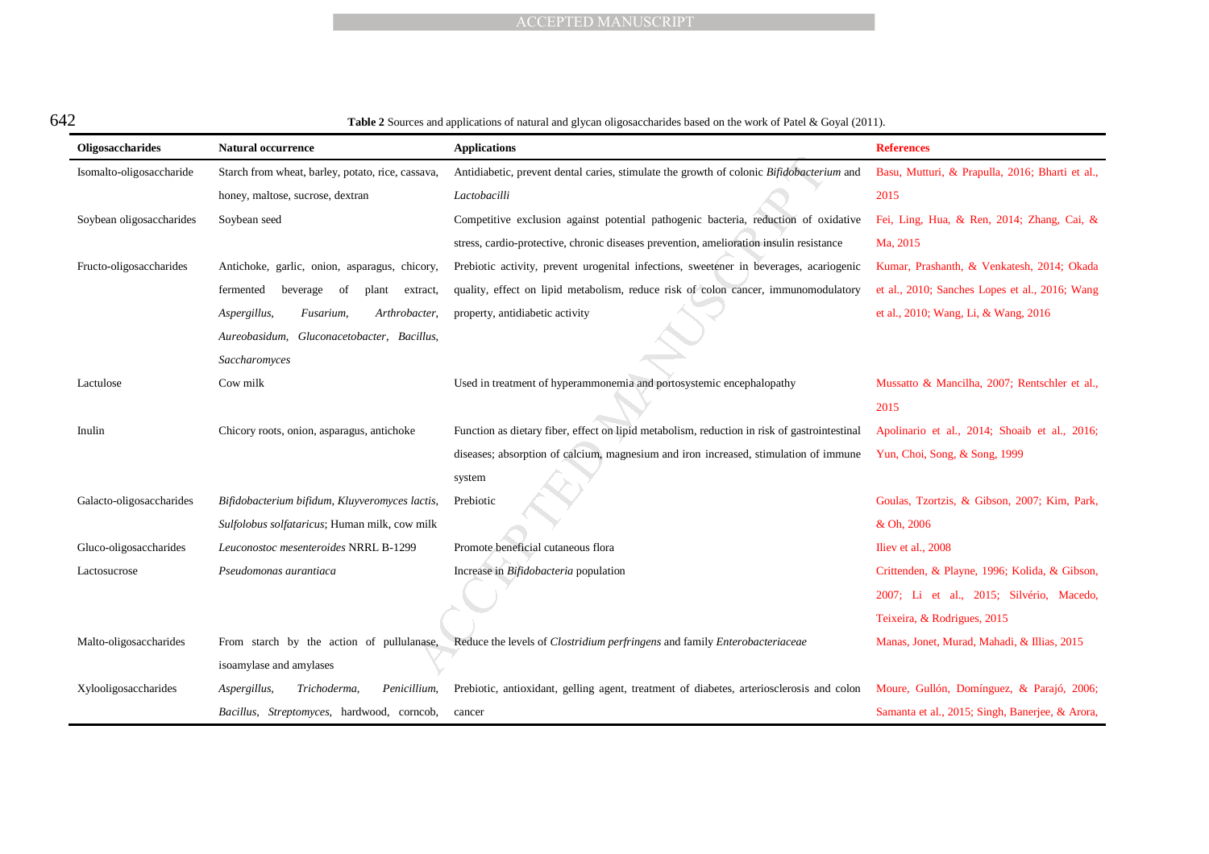**Table 2** Sources and applications of natural and glycan oligosaccharides based on the work of Patel & Goyal (2011).

| Oligosaccharides | Natural occurrence | Applications | References |
|---|---|---|---|
| Isomalto-oligosaccharide | Starch from wheat, barley, potato, rice, cassava, honey, maltose, sucrose, dextran | Antidiabetic, prevent dental caries, stimulate the growth of colonic *Bifidobacterium* and *Lactobacilli* | Basu, Mutturi, & Prapulla, 2016; Bharti et al., 2015 |
| Soybean oligosaccharides | Soybean seed | Competitive exclusion against potential pathogenic bacteria, reduction of oxidative stress, cardio-protective, chronic diseases prevention, amelioration insulin resistance | Fei, Ling, Hua, & Ren, 2014; Zhang, Cai, & Ma, 2015 |
| Fructo-oligosaccharides | Antichoke, garlic, onion, asparagus, chicory, fermented beverage of plant extract, *Aspergillus*, *Fusarium*, *Arthrobacter*, *Aureobasidum*, *Gluconacetobacter*, *Bacillus*, *Saccharomyces* | Prebiotic activity, prevent urogenital infections, sweetener in beverages, acariogenic quality, effect on lipid metabolism, reduce risk of colon cancer, immunomodulatory property, antidiabetic activity | Kumar, Prashanth, & Venkatesh, 2014; Okada et al., 2010; Sanches Lopes et al., 2016; Wang et al., 2010; Wang, Li, & Wang, 2016 |
| Lactulose | Cow milk | Used in treatment of hyperammonemia and portosystemic encephalopathy | Mussatto & Mancilha, 2007; Rentschler et al., 2015 |
| Inulin | Chicory roots, onion, asparagus, antichoke | Function as dietary fiber, effect on lipid metabolism, reduction in risk of gastrointestinal diseases; absorption of calcium, magnesium and iron increased, stimulation of immune system | Apolinario et al., 2014; Shoaib et al., 2016; Yun, Choi, Song, & Song, 1999 |
| Galacto-oligosaccharides | *Bifidobacterium bifidum*, *Kluyveromyces lactis*, *Sulfolobus solfataricus*; Human milk, cow milk | Prebiotic | Goulas, Tzortzis, & Gibson, 2007; Kim, Park, & Oh, 2006 |
| Gluco-oligosaccharides | *Leuconostoc mesenteroides* NRRL B-1299 | Promote beneficial cutaneous flora | Iliev et al., 2008 |
| Lactosucrose | *Pseudomonas aurantiaca* | Increase in *Bifidobacteria* population | Crittenden, & Playne, 1996; Kolida, & Gibson, 2007; Li et al., 2015; Silvério, Macedo, Teixeira, & Rodrigues, 2015 |
| Malto-oligosaccharides | From starch by the action of pullulanase, isoamylase and amylases | Reduce the levels of *Clostridium perfringens* and family *Enterobacteriaceae* | Manas, Jonet, Murad, Mahadi, & Illias, 2015 |
| Xylooligosaccharides | *Aspergillus*, *Trichoderma*, *Penicillium*, *Bacillus*, *Streptomyces*, hardwood, corncob, | Prebiotic, antioxidant, gelling agent, treatment of diabetes, arteriosclerosis and colon cancer | Moure, Gullón, Domínguez, & Parajó, 2006; Samanta et al., 2015; Singh, Banerjee, & Arora, |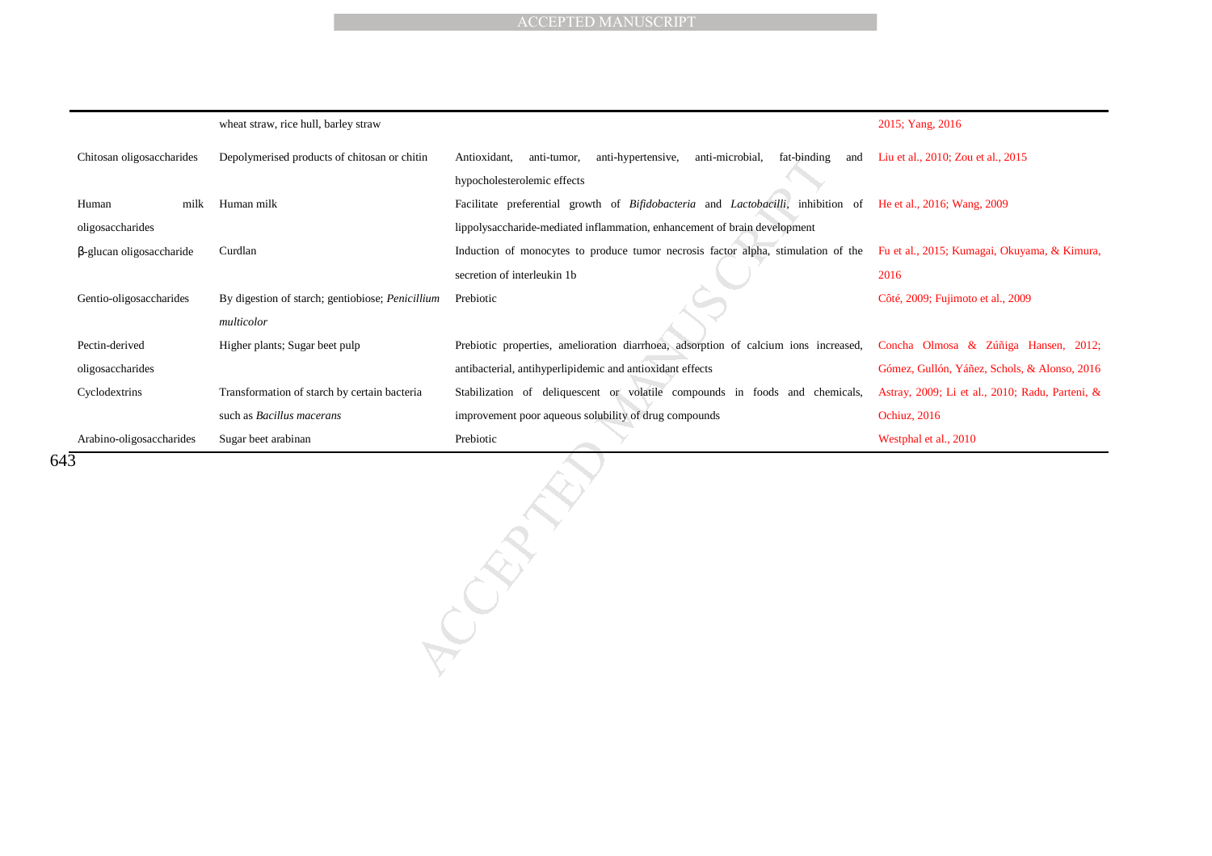| | | | |
|---|---|---|---|
| | wheat straw, rice hull, barley straw | | 2015; Yang, 2016 |
| Chitosan oligosaccharides | Depolymerised products of chitosan or chitin | Antioxidant, anti-tumor, anti-hypertensive, anti-microbial, fat-binding and hypocholesterolemic effects | Liu et al., 2010; Zou et al., 2015 |
| Human milk oligosaccharides | Human milk | Facilitate preferential growth of *Bifidobacteria* and *Lactobacilli*, inhibition of lippolysaccharide-mediated inflammation, enhancement of brain development | He et al., 2016; Wang, 2009 |
| β-glucan oligosaccharide | Curdlan | Induction of monocytes to produce tumor necrosis factor alpha, stimulation of the secretion of interleukin 1b | Fu et al., 2015; Kumagai, Okuyama, & Kimura, 2016 |
| Gentio-oligosaccharides | By digestion of starch; gentiobiose; *Penicillium multicolor* | Prebiotic | Côté, 2009; Fujimoto et al., 2009 |
| Pectin-derived oligosaccharides | Higher plants; Sugar beet pulp | Prebiotic properties, amelioration diarrhoea, adsorption of calcium ions increased, antibacterial, antihyperlipidemic and antioxidant effects | Concha Olmosa & Zúñiga Hansen, 2012; Gómez, Gullón, Yáñez, Schols, & Alonso, 2016 |
| Cyclodextrins | Transformation of starch by certain bacteria such as *Bacillus macerans* | Stabilization of deliquescent or volatile compounds in foods and chemicals, improvement poor aqueous solubility of drug compounds | Astray, 2009; Li et al., 2010; Radu, Parteni, & Ochiuz, 2016 |
| Arabino-oligosaccharides | Sugar beet arabinan | Prebiotic | Westphal et al., 2010 |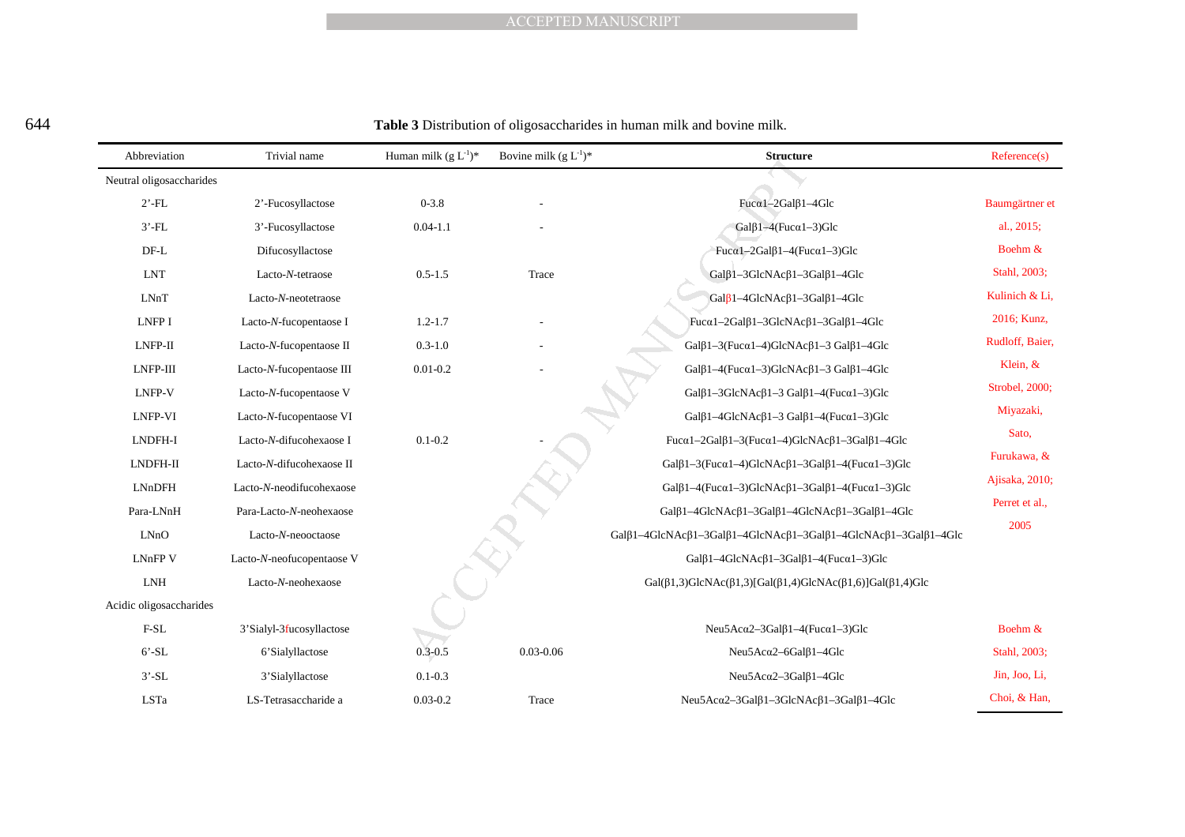**Table 3** Distribution of oligosaccharides in human milk and bovine milk.

| Abbreviation | Trivial name | Human milk (g L$^{-1}$)* | Bovine milk (g L$^{-1}$)* | **Structure** | Reference(s) |
|---|---|---|---|---|---|
| Neutral oligosaccharides | | | | | |
| 2'-FL | 2'-Fucosyllactose | 0-3.8 | - | Fucα1–2Galβ1–4Glc | Baumgärtner et al., 2015; Boehm & Stahl, 2003; Kulinich & Li, 2016; Kunz, Rudloff, Baier, Klein, & Strobel, 2000; Miyazaki, Sato, Furukawa, & Ajisaka, 2010; Perret et al., 2005 |
| 3'-FL | 3'-Fucosyllactose | 0.04-1.1 | - | Galβ1–4(Fucα1–3)Glc | |
| DF-L | Difucosyllactose | | | Fucα1–2Galβ1–4(Fucα1–3)Glc | |
| LNT | Lacto-*N*-tetraose | 0.5-1.5 | Trace | Galβ1–3GlcNAcβ1–3Galβ1–4Glc | |
| LNnT | Lacto-*N*-neotetraose | | | Galβ1–4GlcNAcβ1–3Galβ1–4Glc | |
| LNFP I | Lacto-*N*-fucopentaose I | 1.2-1.7 | - | Fucα1–2Galβ1–3GlcNAcβ1–3Galβ1–4Glc | |
| LNFP-II | Lacto-*N*-fucopentaose II | 0.3-1.0 | - | Galβ1–3(Fucα1–4)GlcNAcβ1–3 Galβ1–4Glc | |
| LNFP-III | Lacto-*N*-fucopentaose III | 0.01-0.2 | - | Galβ1–4(Fucα1–3)GlcNAcβ1–3 Galβ1–4Glc | |
| LNFP-V | Lacto-*N*-fucopentaose V | | | Galβ1–3GlcNAcβ1–3 Galβ1–4(Fucα1–3)Glc | |
| LNFP-VI | Lacto-*N*-fucopentaose VI | | | Galβ1–4GlcNAcβ1–3 Galβ1–4(Fucα1–3)Glc | |
| LNDFH-I | Lacto-*N*-difucohexaose I | 0.1-0.2 | - | Fucα1–2Galβ1–3(Fucα1–4)GlcNAcβ1–3Galβ1–4Glc | |
| LNDFH-II | Lacto-*N*-difucohexaose II | | | Galβ1–3(Fucα1–4)GlcNAcβ1–3Galβ1–4(Fucα1–3)Glc | |
| LNnDFH | Lacto-*N*-neodifucohexaose | | | Galβ1–4(Fucα1–3)GlcNAcβ1–3Galβ1–4(Fucα1–3)Glc | |
| Para-LNnH | Para-Lacto-*N*-neohexaose | | | Galβ1–4GlcNAcβ1–3Galβ1–4GlcNAcβ1–3Galβ1–4Glc | |
| LNnO | Lacto-*N*-neooctaose | | | Galβ1–4GlcNAcβ1–3Galβ1–4GlcNAcβ1–3Galβ1–4GlcNAcβ1–3Galβ1–4Glc | |
| LNnFP V | Lacto-*N*-neofucopentaose V | | | Galβ1–4GlcNAcβ1–3Galβ1–4(Fucα1–3)Glc | |
| LNH | Lacto-*N*-neohexaose | | | Gal(β1,3)GlcNAc(β1,3)[Gal(β1,4)GlcNAc(β1,6)]Gal(β1,4)Glc | |
| Acidic oligosaccharides | | | | | |
| F-SL | 3'Sialyl-3fucosyllactose | | | Neu5Acα2–3Galβ1–4(Fucα1–3)Glc | Boehm & Stahl, 2003; Jin, Joo, Li, Choi, & Han, |
| 6'-SL | 6'Sialyllactose | 0.3-0.5 | 0.03-0.06 | Neu5Acα2–6Galβ1–4Glc | |
| 3'-SL | 3'Sialyllactose | 0.1-0.3 | | Neu5Acα2–3Galβ1–4Glc | |
| LSTa | LS-Tetrasaccharide a | 0.03-0.2 | Trace | Neu5Acα2–3Galβ1–3GlcNAcβ1–3Galβ1–4Glc | |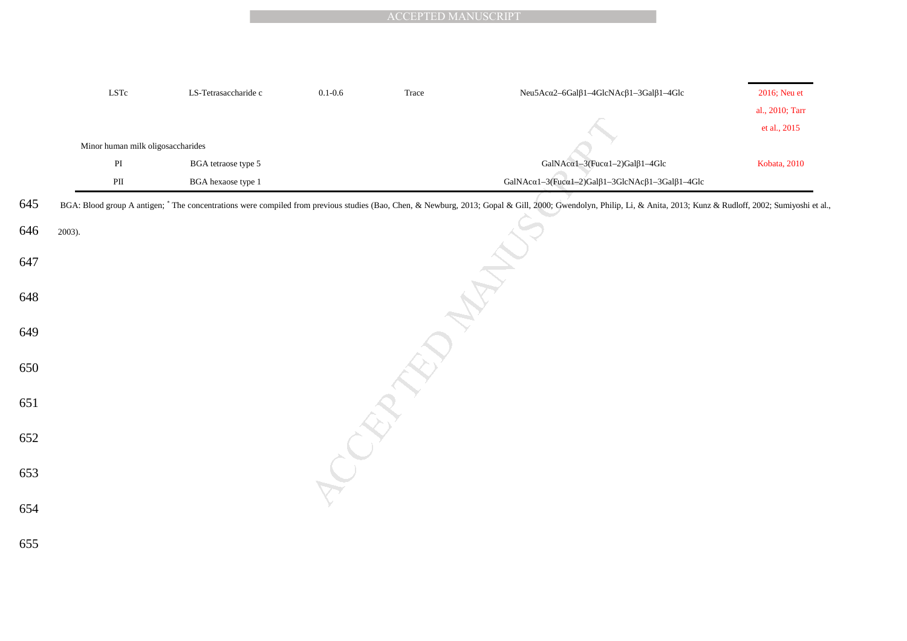| | | | | | |
|---|---|---|---|---|---|
| LSTc | LS-Tetrasaccharide c | 0.1-0.6 | Trace | Neu5Acα2–6Galβ1–4GlcNAcβ1–3Galβ1–4Glc | 2016; Neu et al., 2010; Tarr et al., 2015 |
| Minor human milk oligosaccharides | | | | | |
| PI | BGA tetraose type 5 | | | GalNAcα1–3(Fucα1–2)Galβ1–4Glc | Kobata, 2010 |
| PII | BGA hexaose type 1 | | | GalNAcα1–3(Fucα1–2)Galβ1–3GlcNAcβ1–3Galβ1–4Glc | |

BGA: Blood group A antigen; * The concentrations were compiled from previous studies (Bao, Chen, & Newburg, 2013; Gopal & Gill, 2000; Gwendolyn, Philip, Li, & Anita, 2013; Kunz & Rudloff, 2002; Sumiyoshi et al., 2003).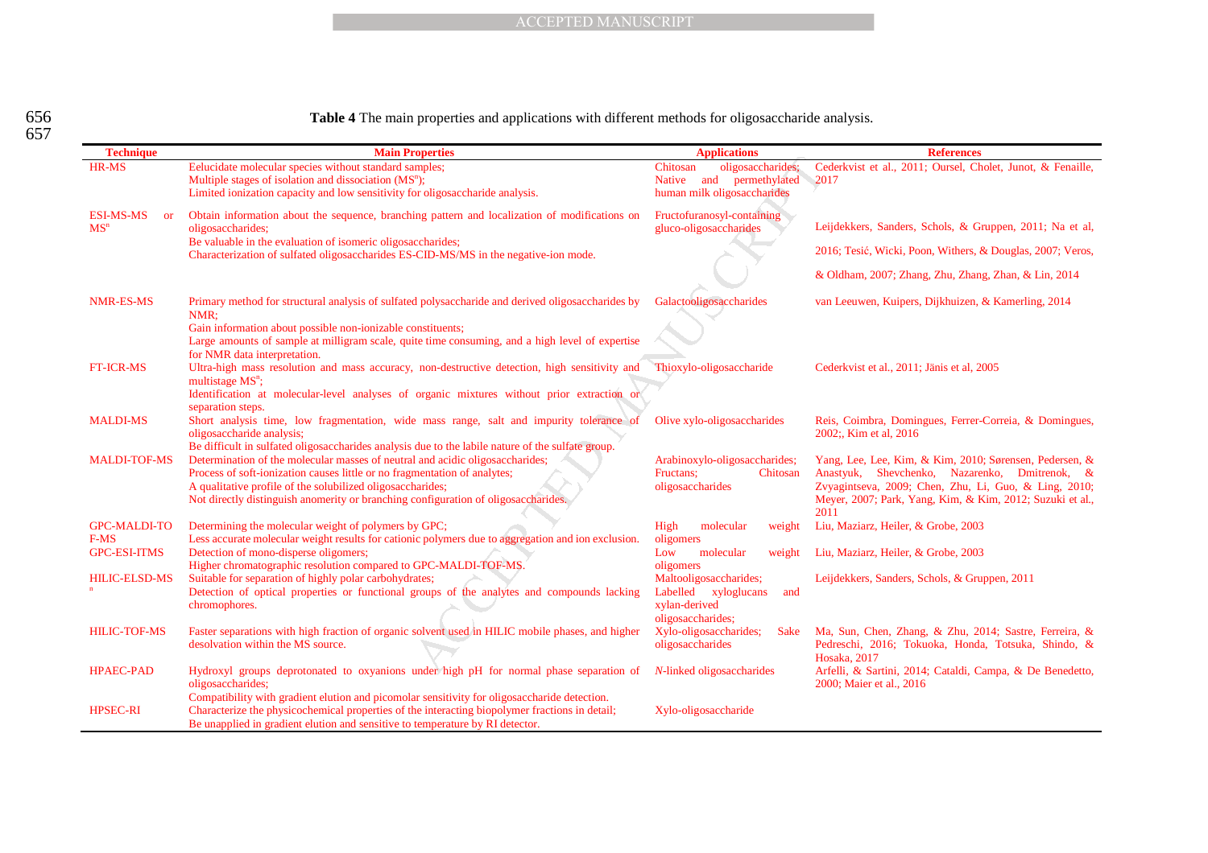**Table 4** The main properties and applications with different methods for oligosaccharide analysis.

| Technique | Main Properties | Applications | References |
|---|---|---|---|
| HR-MS | Eelucidate molecular species without standard samples; Multiple stages of isolation and dissociation ($MS^n$); Limited ionization capacity and low sensitivity for oligosaccharide analysis. | Chitosan oligosaccharides; Native and permethylated human milk oligosaccharides | Cederkvist et al., 2011; Oursel, Cholet, Junot, & Fenaille, 2017 |
| ESI-MS-MS or $MS^n$ | Obtain information about the sequence, branching pattern and localization of modifications on oligosaccharides; Be valuable in the evaluation of isomeric oligosaccharides; Characterization of sulfated oligosaccharides ES-CID-MS/MS in the negative-ion mode. | Fructofuranosyl-containing gluco-oligosaccharides | Leijdekkers, Sanders, Schols, & Gruppen, 2011; Na et al, 2016; Tesić, Wicki, Poon, Withers, & Douglas, 2007; Veros, & Oldham, 2007; Zhang, Zhu, Zhang, Zhan, & Lin, 2014 |
| NMR-ES-MS | Primary method for structural analysis of sulfated polysaccharide and derived oligosaccharides by NMR; Gain information about possible non-ionizable constituents; Large amounts of sample at milligram scale, quite time consuming, and a high level of expertise for NMR data interpretation. | Galactooligosaccharides | van Leeuwen, Kuipers, Dijkhuizen, & Kamerling, 2014 |
| FT-ICR-MS | Ultra-high mass resolution and mass accuracy, non-destructive detection, high sensitivity and multistage $MS^n$; Identification at molecular-level analyses of organic mixtures without prior extraction or separation steps. | Thioxylo-oligosaccharide | Cederkvist et al., 2011; Jänis et al, 2005 |
| MALDI-MS | Short analysis time, low fragmentation, wide mass range, salt and impurity tolerance of oligosaccharide analysis; Be difficult in sulfated oligosaccharides analysis due to the labile nature of the sulfate group. | Olive xylo-oligosaccharides | Reis, Coimbra, Domingues, Ferrer-Correia, & Domingues, 2002;, Kim et al, 2016 |
| MALDI-TOF-MS | Determination of the molecular masses of neutral and acidic oligosaccharides; Process of soft-ionization causes little or no fragmentation of analytes; A qualitative profile of the solubilized oligosaccharides; Not directly distinguish anomerity or branching configuration of oligosaccharides. | Arabinoxylo-oligosaccharides; Fructans; Chitosan oligosaccharides | Yang, Lee, Lee, Kim, & Kim, 2010; Sørensen, Pedersen, & Anastyuk, Shevchenko, Nazarenko, Dmitrenok, & Zvyagintseva, 2009; Chen, Zhu, Li, Guo, & Ling, 2010; Meyer, 2007; Park, Yang, Kim, & Kim, 2012; Suzuki et al., 2011 |
| GPC-MALDI-TOF-MS | Determining the molecular weight of polymers by GPC; Less accurate molecular weight results for cationic polymers due to aggregation and ion exclusion. | High molecular weight oligomers | Liu, Maziarz, Heiler, & Grobe, 2003 |
| GPC-ESI-ITMS | Detection of mono-disperse oligomers; Higher chromatographic resolution compared to GPC-MALDI-TOF-MS. | Low molecular weight oligomers | Liu, Maziarz, Heiler, & Grobe, 2003 |
| HILIC-ELSD-$MS^n$ | Suitable for separation of highly polar carbohydrates; Detection of optical properties or functional groups of the analytes and compounds lacking chromophores. | Maltooligosaccharides; Labelled xyloglucans and xylan-derived oligosaccharides; | Leijdekkers, Sanders, Schols, & Gruppen, 2011 |
| HILIC-TOF-MS | Faster separations with high fraction of organic solvent used in HILIC mobile phases, and higher desolvation within the MS source. | Xylo-oligosaccharides; Sake oligosaccharides | Ma, Sun, Chen, Zhang, & Zhu, 2014; Sastre, Ferreira, & Pedreschi, 2016; Tokuoka, Honda, Totsuka, Shindo, & Hosaka, 2017 |
| HPAEC-PAD | Hydroxyl groups deprotonated to oxyanions under high pH for normal phase separation of oligosaccharides; Compatibility with gradient elution and picomolar sensitivity for oligosaccharide detection. | *N*-linked oligosaccharides | Arfelli, & Sartini, 2014; Cataldi, Campa, & De Benedetto, 2000; Maier et al., 2016 |
| HPSEC-RI | Characterize the physicochemical properties of the interacting biopolymer fractions in detail; Be unapplied in gradient elution and sensitive to temperature by RI detector. | Xylo-oligosaccharide | |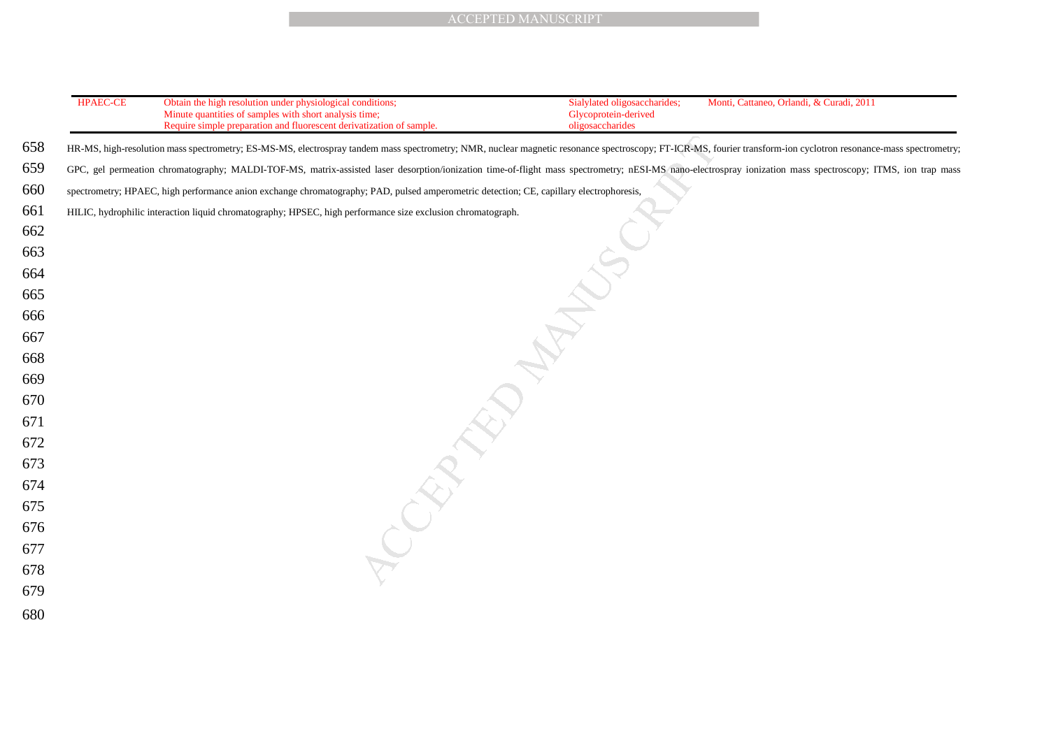| | | | |
|---|---|---|---|
| HPAEC-CE | Obtain the high resolution under physiological conditions; Minute quantities of samples with short analysis time; Require simple preparation and fluorescent derivatization of sample. | Sialylated oligosaccharides; Glycoprotein-derived oligosaccharides | Monti, Cattaneo, Orlandi, & Curadi, 2011 |

HR-MS, high-resolution mass spectrometry; ES-MS-MS, electrospray tandem mass spectrometry; NMR, nuclear magnetic resonance spectroscopy; FT-ICR-MS, fourier transform-ion cyclotron resonance-mass spectrometry; GPC, gel permeation chromatography; MALDI-TOF-MS, matrix-assisted laser desorption/ionization time-of-flight mass spectrometry; nESI-MS nano-electrospray ionization mass spectroscopy; ITMS, ion trap mass spectrometry; HPAEC, high performance anion exchange chromatography; PAD, pulsed amperometric detection; CE, capillary electrophoresis, HILIC, hydrophilic interaction liquid chromatography; HPSEC, high performance size exclusion chromatograph.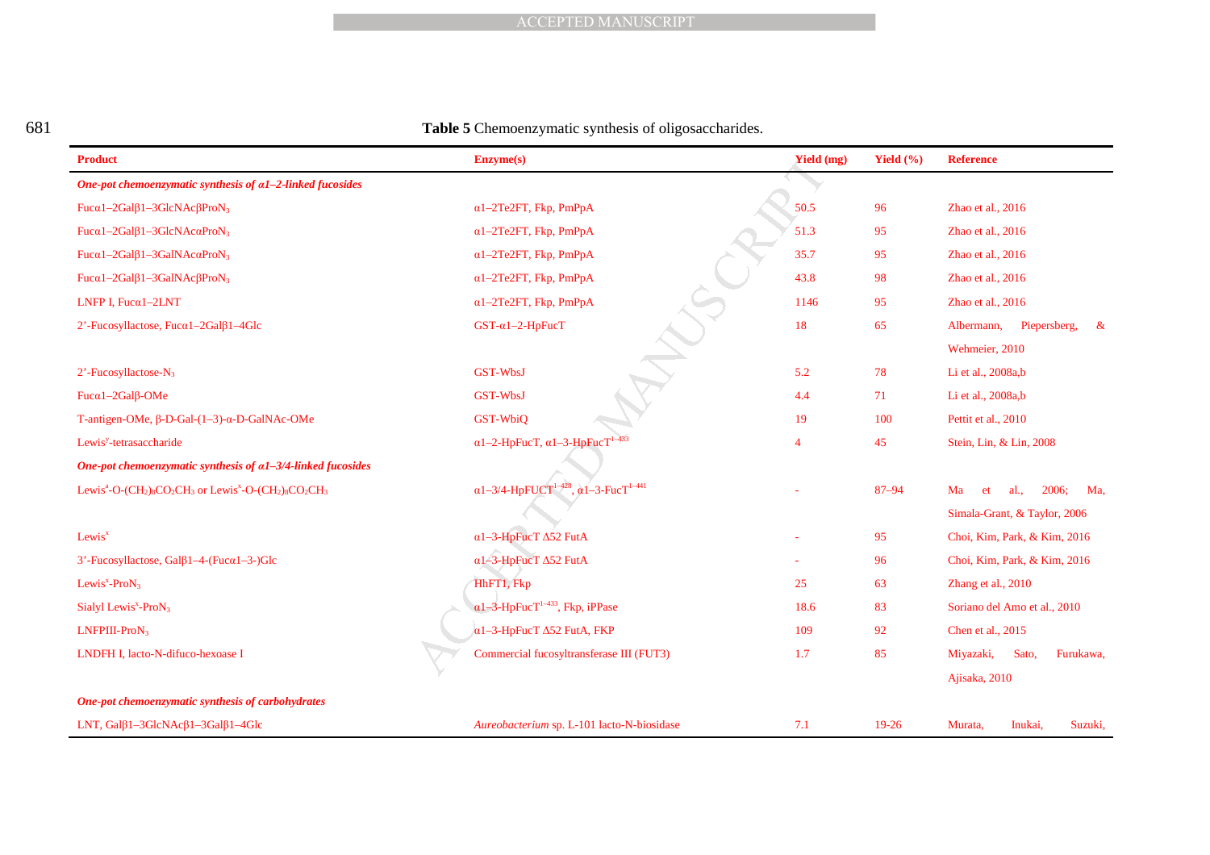**Table 5** Chemoenzymatic synthesis of oligosaccharides.

| Product | Enzyme(s) | Yield (mg) | Yield (%) | Reference |
|---|---|---|---|---|
| ***One-pot chemoenzymatic synthesis of α1–2-linked fucosides*** | | | | |
| Fucα1–2Galβ1–3GlcNAcβProN$_3$ | α1–2Te2FT, Fkp, PmPpA | 50.5 | 96 | Zhao et al., 2016 |
| Fucα1–2Galβ1–3GlcNAcαProN$_3$ | α1–2Te2FT, Fkp, PmPpA | 51.3 | 95 | Zhao et al., 2016 |
| Fucα1–2Galβ1–3GalNAcαProN$_3$ | α1–2Te2FT, Fkp, PmPpA | 35.7 | 95 | Zhao et al., 2016 |
| Fucα1–2Galβ1–3GalNAcβProN$_3$ | α1–2Te2FT, Fkp, PmPpA | 43.8 | 98 | Zhao et al., 2016 |
| LNFP I, Fucα1–2LNT | α1–2Te2FT, Fkp, PmPpA | 1146 | 95 | Zhao et al., 2016 |
| 2'-Fucosyllactose, Fucα1–2Galβ1–4Glc | GST-α1–2-HpFucT | 18 | 65 | Albermann, Piepersberg, & Wehmeier, 2010 |
| 2'-Fucosyllactose-N$_3$ | GST-WbsJ | 5.2 | 78 | Li et al., 2008a,b |
| Fucα1–2Galβ-OMe | GST-WbsJ | 4.4 | 71 | Li et al., 2008a,b |
| T-antigen-OMe, β-D-Gal-(1–3)-α-D-GalNAc-OMe | GST-WbiQ | 19 | 100 | Pettit et al., 2010 |
| Lewis$^y$-tetrasaccharide | α1–2-HpFucT, α1–3-HpFucT$^{1–433}$ | 4 | 45 | Stein, Lin, & Lin, 2008 |
| ***One-pot chemoenzymatic synthesis of α1–3/4-linked fucosides*** | | | | |
| Lewis$^a$-O-(CH$_2$)$_8$CO$_2$CH$_3$ or Lewis$^x$-O-(CH$_2$)$_8$CO$_2$CH$_3$ | α1–3/4-HpFUCT$^{1–428}$, α1–3-FucT$^{1–441}$ | - | 87–94 | Ma et al., 2006; Ma, Simala-Grant, & Taylor, 2006 |
| Lewis$^x$ | α1–3-HpFucT Δ52 FutA | - | 95 | Choi, Kim, Park, & Kim, 2016 |
| 3'-Fucosyllactose, Galβ1–4-(Fucα1–3-)Glc | α1–3-HpFucT Δ52 FutA | - | 96 | Choi, Kim, Park, & Kim, 2016 |
| Lewis$^x$-ProN$_3$ | HhFT1, Fkp | 25 | 63 | Zhang et al., 2010 |
| Sialyl Lewis$^x$-ProN$_3$ | α1–3-HpFucT$^{1–433}$, Fkp, iPPase | 18.6 | 83 | Soriano del Amo et al., 2010 |
| LNFPIII-ProN$_3$ | α1–3-HpFucT Δ52 FutA, FKP | 109 | 92 | Chen et al., 2015 |
| LNDFH I, lacto-N-difuco-hexoase I | Commercial fucosyltransferase III (FUT3) | 1.7 | 85 | Miyazaki, Sato, Furukawa, Ajisaka, 2010 |
| ***One-pot chemoenzymatic synthesis of carbohydrates*** | | | | |
| LNT, Galβ1–3GlcNAcβ1–3Galβ1–4Glc | *Aureobacterium* sp. L-101 lacto-N-biosidase | 7.1 | 19-26 | Murata, Inukai, Suzuki, |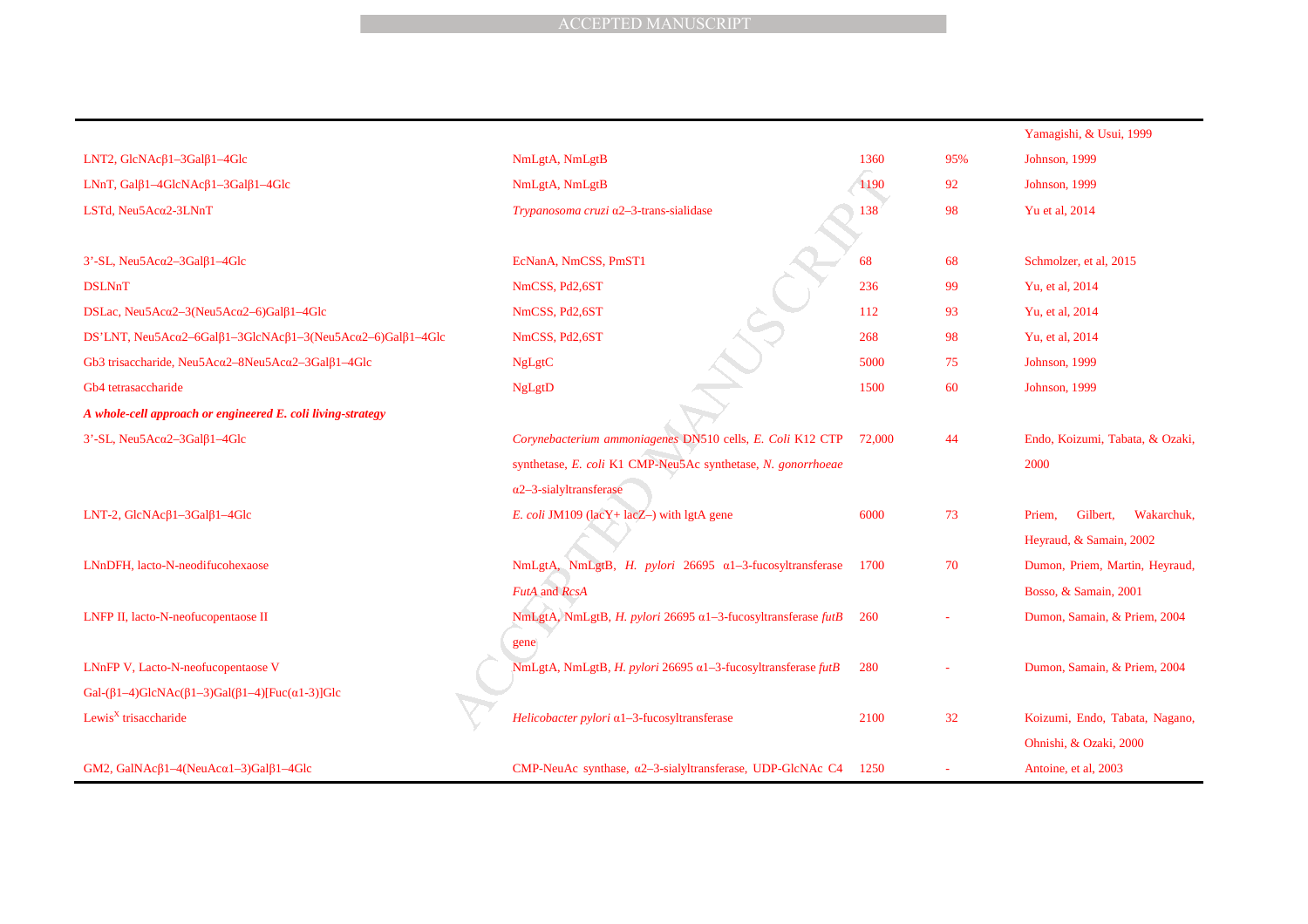| | | | | |
|---|---|---|---|---|
| | | | | Yamagishi, & Usui, 1999 |
| LNT2, GlcNAcβ1–3Galβ1–4Glc | NmLgtA, NmLgtB | 1360 | 95% | Johnson, 1999 |
| LNnT, Galβ1–4GlcNAcβ1–3Galβ1–4Glc | NmLgtA, NmLgtB | 1190 | 92 | Johnson, 1999 |
| LSTd, Neu5Acα2-3LNnT | *Trypanosoma cruzi* α2–3-trans-sialidase | 138 | 98 | Yu et al, 2014 |
| 3'-SL, Neu5Acα2–3Galβ1–4Glc | EcNanA, NmCSS, PmST1 | 68 | 68 | Schmolzer, et al, 2015 |
| DSLNnT | NmCSS, Pd2,6ST | 236 | 99 | Yu, et al, 2014 |
| DSLac, Neu5Acα2–3(Neu5Acα2–6)Galβ1–4Glc | NmCSS, Pd2,6ST | 112 | 93 | Yu, et al, 2014 |
| DS'LNT, Neu5Acα2–6Galβ1–3GlcNAcβ1–3(Neu5Acα2–6)Galβ1–4Glc | NmCSS, Pd2,6ST | 268 | 98 | Yu, et al, 2014 |
| Gb3 trisaccharide, Neu5Acα2–8Neu5Acα2–3Galβ1–4Glc | NgLgtC | 5000 | 75 | Johnson, 1999 |
| Gb4 tetrasaccharide | NgLgtD | 1500 | 60 | Johnson, 1999 |
| ***A whole-cell approach or engineered E. coli living-strategy*** | | | | |
| 3'-SL, Neu5Acα2–3Galβ1–4Glc | *Corynebacterium ammoniagenes* DN510 cells, *E. Coli* K12 CTP synthetase, *E. coli* K1 CMP-Neu5Ac synthetase, *N. gonorrhoeae* α2–3-sialyltransferase | 72,000 | 44 | Endo, Koizumi, Tabata, & Ozaki, 2000 |
| LNT-2, GlcNAcβ1–3Galβ1–4Glc | *E. coli* JM109 (lacY+ lacZ–) with lgtA gene | 6000 | 73 | Priem, Gilbert, Wakarchuk, Heyraud, & Samain, 2002 |
| LNnDFH, lacto-N-neodifucohexaose | NmLgtA, NmLgtB, *H. pylori* 26695 α1–3-fucosyltransferase *FutA* and *RcsA* | 1700 | 70 | Dumon, Priem, Martin, Heyraud, Bosso, & Samain, 2001 |
| LNFP II, lacto-N-neofucopentaose II | NmLgtA, NmLgtB, *H. pylori* 26695 α1–3-fucosyltransferase *futB* gene | 260 | - | Dumon, Samain, & Priem, 2004 |
| LNnFP V, Lacto-N-neofucopentaose V Gal-(β1–4)GlcNAc(β1–3)Gal(β1–4)[Fuc(α1-3)]Glc | NmLgtA, NmLgtB, *H. pylori* 26695 α1–3-fucosyltransferase *futB* | 280 | - | Dumon, Samain, & Priem, 2004 |
| Lewis$^{x}$ trisaccharide | *Helicobacter pylori* α1–3-fucosyltransferase | 2100 | 32 | Koizumi, Endo, Tabata, Nagano, Ohnishi, & Ozaki, 2000 |
| GM2, GalNAcβ1–4(NeuAcα1–3)Galβ1–4Glc | CMP-NeuAc synthase, α2–3-sialyltransferase, UDP-GlcNAc C4 | 1250 | - | Antoine, et al, 2003 |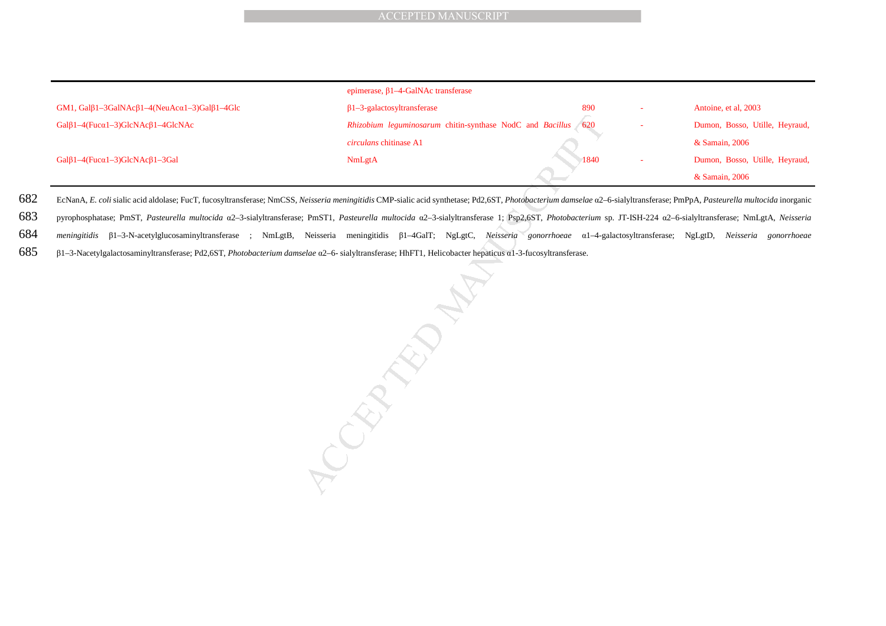| | | | | |
|---|---|---|---|---|
| | epimerase, β1–4-GalNAc transferase | | | |
| GM1, Galβ1–3GalNAcβ1–4(NeuAcα1–3)Galβ1–4Glc | β1–3-galactosyltransferase | 890 | - | Antoine, et al, 2003 |
| Galβ1–4(Fucα1–3)GlcNAcβ1–4GlcNAc | *Rhizobium leguminosarum* chitin-synthase NodC and *Bacillus circulans* chitinase A1 | 620 | - | Dumon, Bosso, Utille, Heyraud, & Samain, 2006 |
| Galβ1–4(Fucα1–3)GlcNAcβ1–3Gal | NmLgtA | 1840 | - | Dumon, Bosso, Utille, Heyraud, & Samain, 2006 |

EcNanA, *E. coli* sialic acid aldolase; FucT, fucosyltransferase; NmCSS, *Neisseria meningitidis* CMP-sialic acid synthetase; Pd2,6ST, *Photobacterium damselae* α2–6-sialyltransferase; PmPpA, *Pasteurella multocida* inorganic pyrophosphatase; PmST, *Pasteurella multocida* α2–3-sialyltransferase; PmST1, *Pasteurella multocida* α2–3-sialyltransferase 1; Psp2,6ST, *Photobacterium* sp. JT-ISH-224 α2–6-sialyltransferase; NmLgtA, *Neisseria meningitidis* β1–3-N-acetylglucosaminyltransferase ; NmLgtB, Neisseria meningitidis β1–4GalT; NgLgtC, *Neisseria gonorrhoeae* α1–4-galactosyltransferase; NgLgtD, *Neisseria gonorrhoeae* β1–3-Nacetylgalactosaminyltransferase; Pd2,6ST, *Photobacterium damselae* α2–6- sialyltransferase; HhFT1, Helicobacter hepaticus α1-3-fucosyltransferase.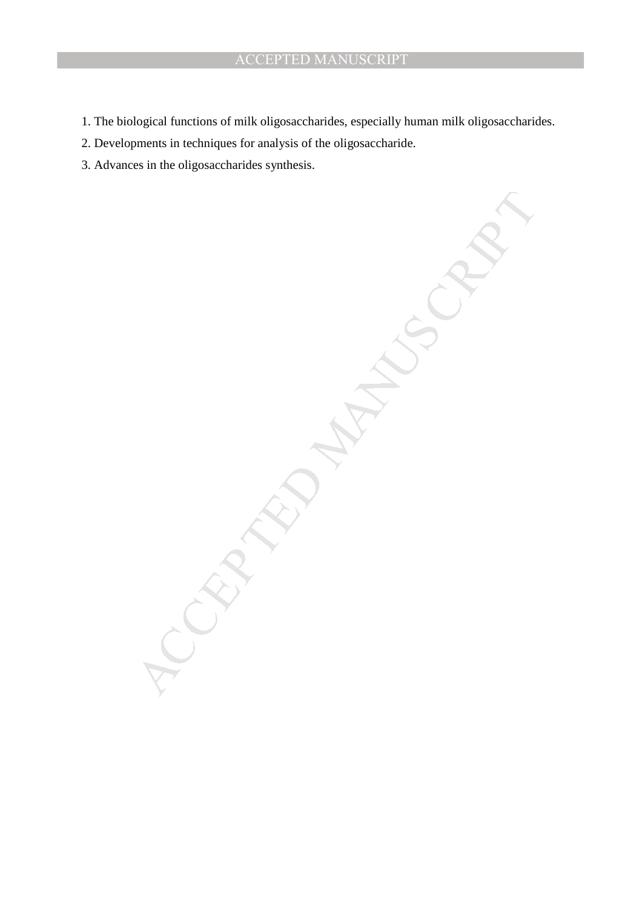1. The biological functions of milk oligosaccharides, especially human milk oligosaccharides.
2. Developments in techniques for analysis of the oligosaccharide.
3. Advances in the oligosaccharides synthesis.